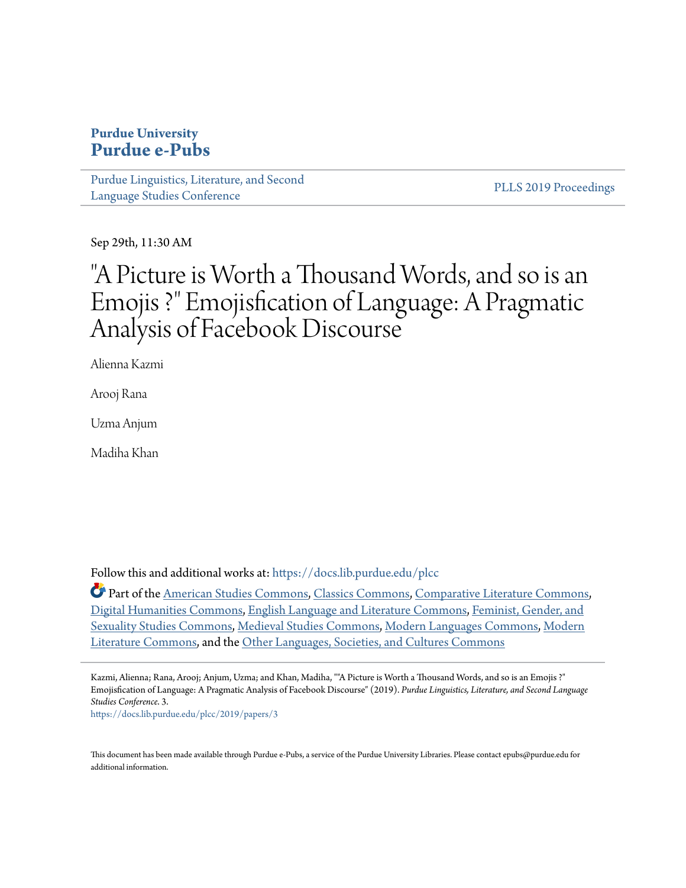Purdue University

# Purdue e-Pubs

Purdue Linguistics, Literature, and Second Language Studies Conference

PLLS 2019 Proceedings

Sep 29th, 11:30 AM

# "A Picture is Worth a Thousand Words, and so is an Emojis ?" Emojisfication of Language: A Pragmatic Analysis of Facebook Discourse

Alienna Kazmi

Arooj Rana

Uzma Anjum

Madiha Khan

Follow this and additional works at: https://docs.lib.purdue.edu/plcc

Part of the American Studies Commons, Classics Commons, Comparative Literature Commons, Digital Humanities Commons, English Language and Literature Commons, Feminist, Gender, and Sexuality Studies Commons, Medieval Studies Commons, Modern Languages Commons, Modern Literature Commons, and the Other Languages, Societies, and Cultures Commons

Kazmi, Alienna; Rana, Arooj; Anjum, Uzma; and Khan, Madiha, ""A Picture is Worth a Thousand Words, and so is an Emojis ?" Emojisfication of Language: A Pragmatic Analysis of Facebook Discourse" (2019). *Purdue Linguistics, Literature, and Second Language Studies Conference*. 3.
https://docs.lib.purdue.edu/plcc/2019/papers/3

This document has been made available through Purdue e-Pubs, a service of the Purdue University Libraries. Please contact epubs@purdue.edu for additional information.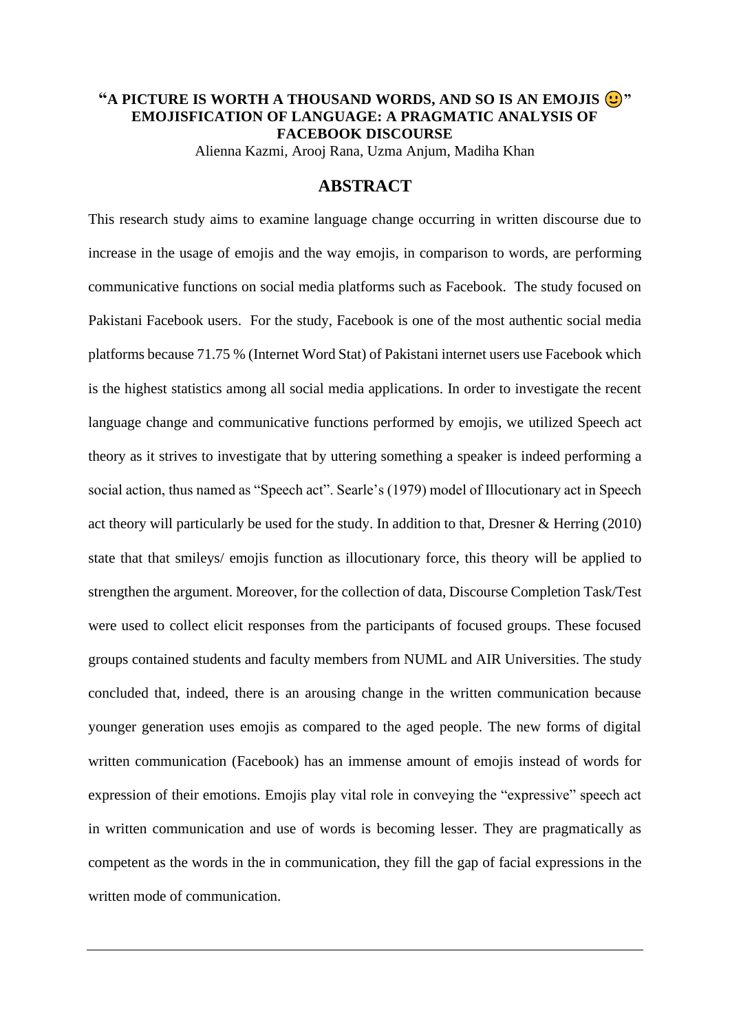# "A PICTURE IS WORTH A THOUSAND WORDS, AND SO IS AN EMOJIS 🙂" EMOJISFICATION OF LANGUAGE: A PRAGMATIC ANALYSIS OF FACEBOOK DISCOURSE

Alienna Kazmi, Arooj Rana, Uzma Anjum, Madiha Khan

## ABSTRACT

This research study aims to examine language change occurring in written discourse due to increase in the usage of emojis and the way emojis, in comparison to words, are performing communicative functions on social media platforms such as Facebook. The study focused on Pakistani Facebook users. For the study, Facebook is one of the most authentic social media platforms because 71.75 % (Internet Word Stat) of Pakistani internet users use Facebook which is the highest statistics among all social media applications. In order to investigate the recent language change and communicative functions performed by emojis, we utilized Speech act theory as it strives to investigate that by uttering something a speaker is indeed performing a social action, thus named as "Speech act". Searle's (1979) model of Illocutionary act in Speech act theory will particularly be used for the study. In addition to that, Dresner & Herring (2010) state that that smileys/ emojis function as illocutionary force, this theory will be applied to strengthen the argument. Moreover, for the collection of data, Discourse Completion Task/Test were used to collect elicit responses from the participants of focused groups. These focused groups contained students and faculty members from NUML and AIR Universities. The study concluded that, indeed, there is an arousing change in the written communication because younger generation uses emojis as compared to the aged people. The new forms of digital written communication (Facebook) has an immense amount of emojis instead of words for expression of their emotions. Emojis play vital role in conveying the "expressive" speech act in written communication and use of words is becoming lesser. They are pragmatically as competent as the words in the in communication, they fill the gap of facial expressions in the written mode of communication.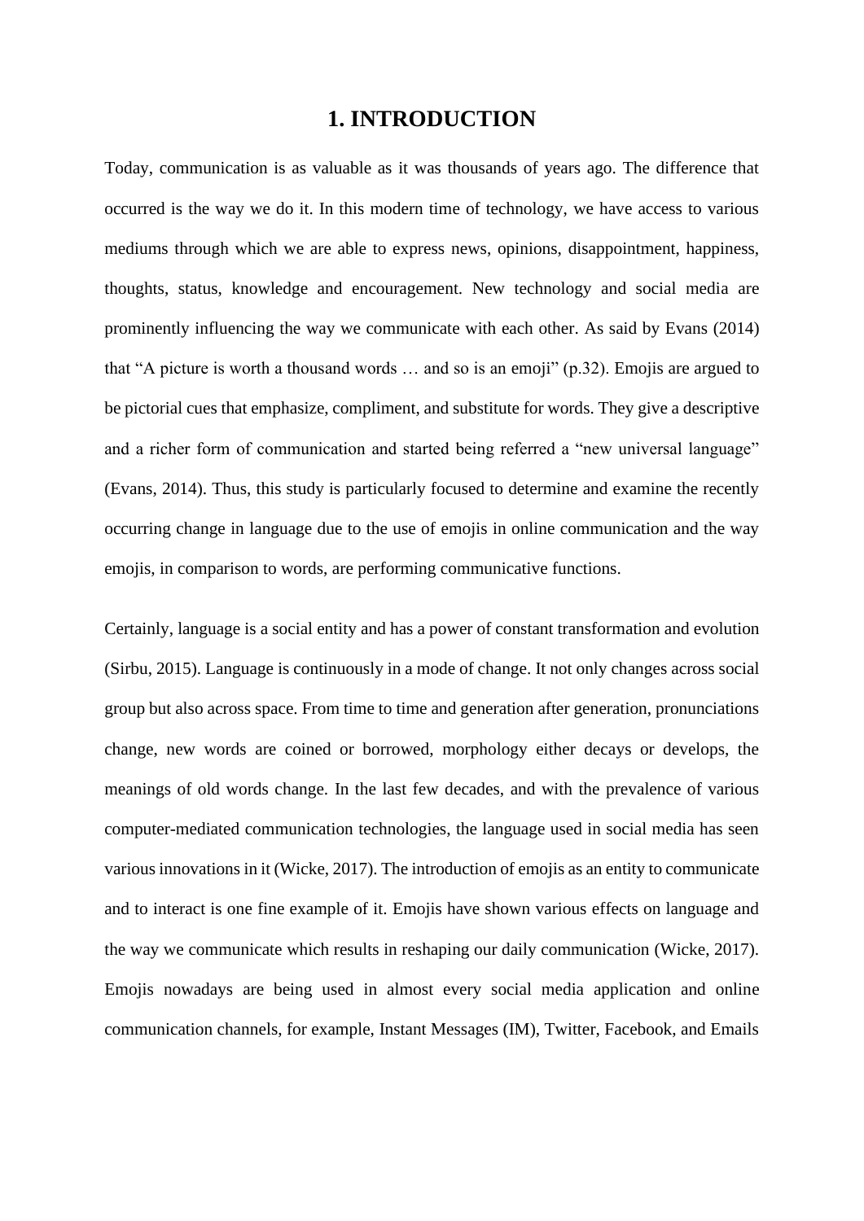# 1. INTRODUCTION

Today, communication is as valuable as it was thousands of years ago. The difference that occurred is the way we do it. In this modern time of technology, we have access to various mediums through which we are able to express news, opinions, disappointment, happiness, thoughts, status, knowledge and encouragement. New technology and social media are prominently influencing the way we communicate with each other. As said by Evans (2014) that "A picture is worth a thousand words … and so is an emoji" (p.32). Emojis are argued to be pictorial cues that emphasize, compliment, and substitute for words. They give a descriptive and a richer form of communication and started being referred a "new universal language" (Evans, 2014). Thus, this study is particularly focused to determine and examine the recently occurring change in language due to the use of emojis in online communication and the way emojis, in comparison to words, are performing communicative functions.

Certainly, language is a social entity and has a power of constant transformation and evolution (Sirbu, 2015). Language is continuously in a mode of change. It not only changes across social group but also across space. From time to time and generation after generation, pronunciations change, new words are coined or borrowed, morphology either decays or develops, the meanings of old words change. In the last few decades, and with the prevalence of various computer-mediated communication technologies, the language used in social media has seen various innovations in it (Wicke, 2017). The introduction of emojis as an entity to communicate and to interact is one fine example of it. Emojis have shown various effects on language and the way we communicate which results in reshaping our daily communication (Wicke, 2017). Emojis nowadays are being used in almost every social media application and online communication channels, for example, Instant Messages (IM), Twitter, Facebook, and Emails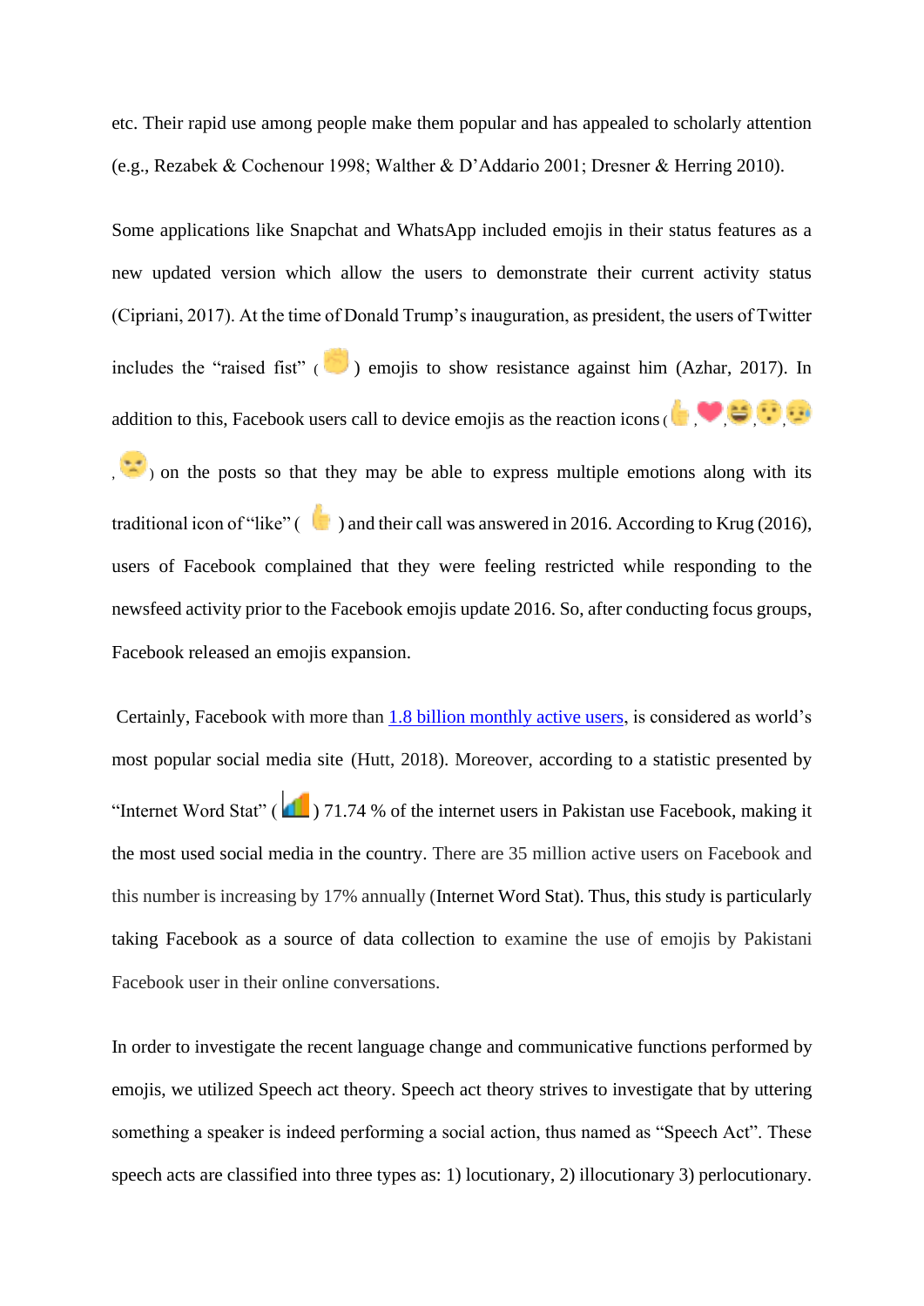etc. Their rapid use among people make them popular and has appealed to scholarly attention (e.g., Rezabek & Cochenour 1998; Walther & D'Addario 2001; Dresner & Herring 2010).

Some applications like Snapchat and WhatsApp included emojis in their status features as a new updated version which allow the users to demonstrate their current activity status (Cipriani, 2017). At the time of Donald Trump's inauguration, as president, the users of Twitter includes the "raised fist" ( ✊ ) emojis to show resistance against him (Azhar, 2017). In addition to this, Facebook users call to device emojis as the reaction icons ( 👍, ❤️, 😆, 😮, 😢, 😠 ) on the posts so that they may be able to express multiple emotions along with its traditional icon of "like" ( 👍 ) and their call was answered in 2016. According to Krug (2016), users of Facebook complained that they were feeling restricted while responding to the newsfeed activity prior to the Facebook emojis update 2016. So, after conducting focus groups, Facebook released an emojis expansion.

Certainly, Facebook with more than [1.8 billion monthly active users](), is considered as world's most popular social media site (Hutt, 2018). Moreover, according to a statistic presented by "Internet Word Stat" ( 📶 ) 71.74 % of the internet users in Pakistan use Facebook, making it the most used social media in the country. There are 35 million active users on Facebook and this number is increasing by 17% annually (Internet Word Stat). Thus, this study is particularly taking Facebook as a source of data collection to examine the use of emojis by Pakistani Facebook user in their online conversations.

In order to investigate the recent language change and communicative functions performed by emojis, we utilized Speech act theory. Speech act theory strives to investigate that by uttering something a speaker is indeed performing a social action, thus named as "Speech Act". These speech acts are classified into three types as: 1) locutionary, 2) illocutionary 3) perlocutionary.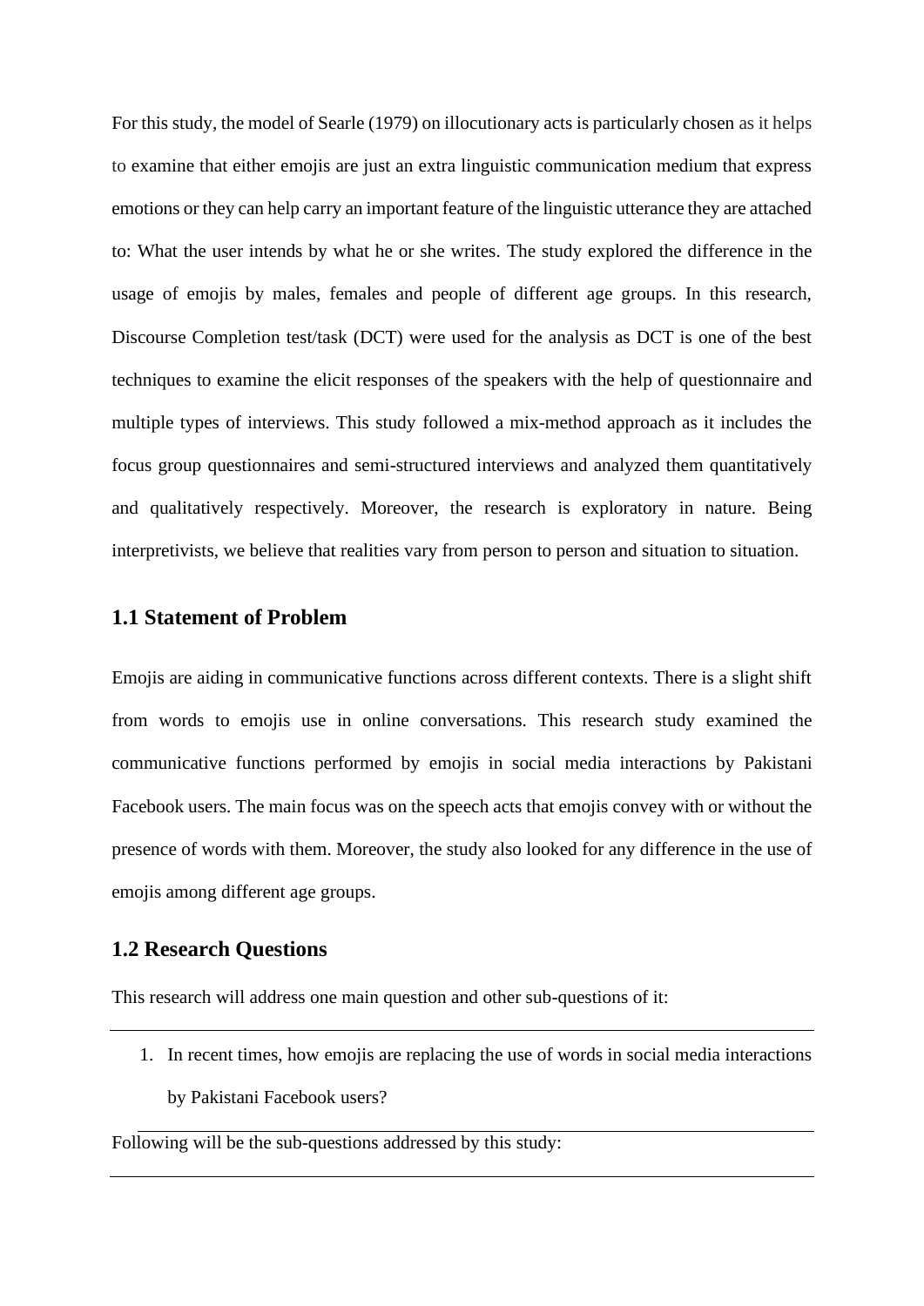For this study, the model of Searle (1979) on illocutionary acts is particularly chosen as it helps to examine that either emojis are just an extra linguistic communication medium that express emotions or they can help carry an important feature of the linguistic utterance they are attached to: What the user intends by what he or she writes. The study explored the difference in the usage of emojis by males, females and people of different age groups. In this research, Discourse Completion test/task (DCT) were used for the analysis as DCT is one of the best techniques to examine the elicit responses of the speakers with the help of questionnaire and multiple types of interviews. This study followed a mix-method approach as it includes the focus group questionnaires and semi-structured interviews and analyzed them quantitatively and qualitatively respectively. Moreover, the research is exploratory in nature. Being interpretivists, we believe that realities vary from person to person and situation to situation.

## 1.1 Statement of Problem

Emojis are aiding in communicative functions across different contexts. There is a slight shift from words to emojis use in online conversations. This research study examined the communicative functions performed by emojis in social media interactions by Pakistani Facebook users. The main focus was on the speech acts that emojis convey with or without the presence of words with them. Moreover, the study also looked for any difference in the use of emojis among different age groups.

## 1.2 Research Questions

This research will address one main question and other sub-questions of it:

1. In recent times, how emojis are replacing the use of words in social media interactions by Pakistani Facebook users?

Following will be the sub-questions addressed by this study: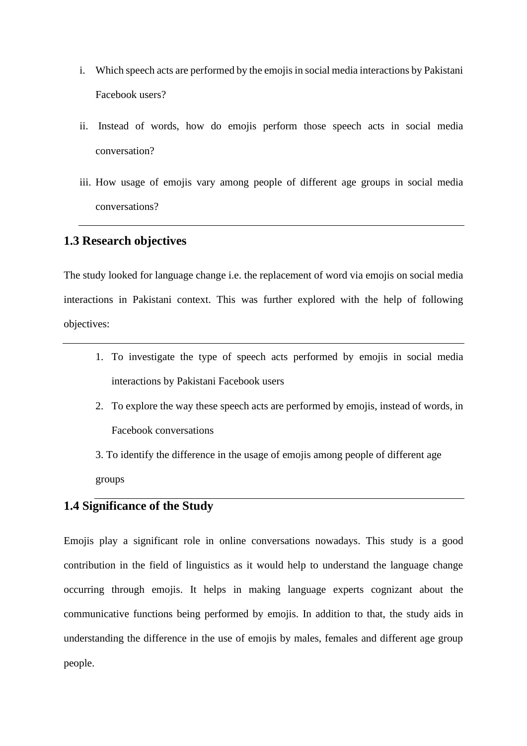i. Which speech acts are performed by the emojis in social media interactions by Pakistani Facebook users?

ii. Instead of words, how do emojis perform those speech acts in social media conversation?

iii. How usage of emojis vary among people of different age groups in social media conversations?

## 1.3 Research objectives

The study looked for language change i.e. the replacement of word via emojis on social media interactions in Pakistani context. This was further explored with the help of following objectives:

1. To investigate the type of speech acts performed by emojis in social media interactions by Pakistani Facebook users
2. To explore the way these speech acts are performed by emojis, instead of words, in Facebook conversations
3. To identify the difference in the usage of emojis among people of different age groups

## 1.4 Significance of the Study

Emojis play a significant role in online conversations nowadays. This study is a good contribution in the field of linguistics as it would help to understand the language change occurring through emojis. It helps in making language experts cognizant about the communicative functions being performed by emojis. In addition to that, the study aids in understanding the difference in the use of emojis by males, females and different age group people.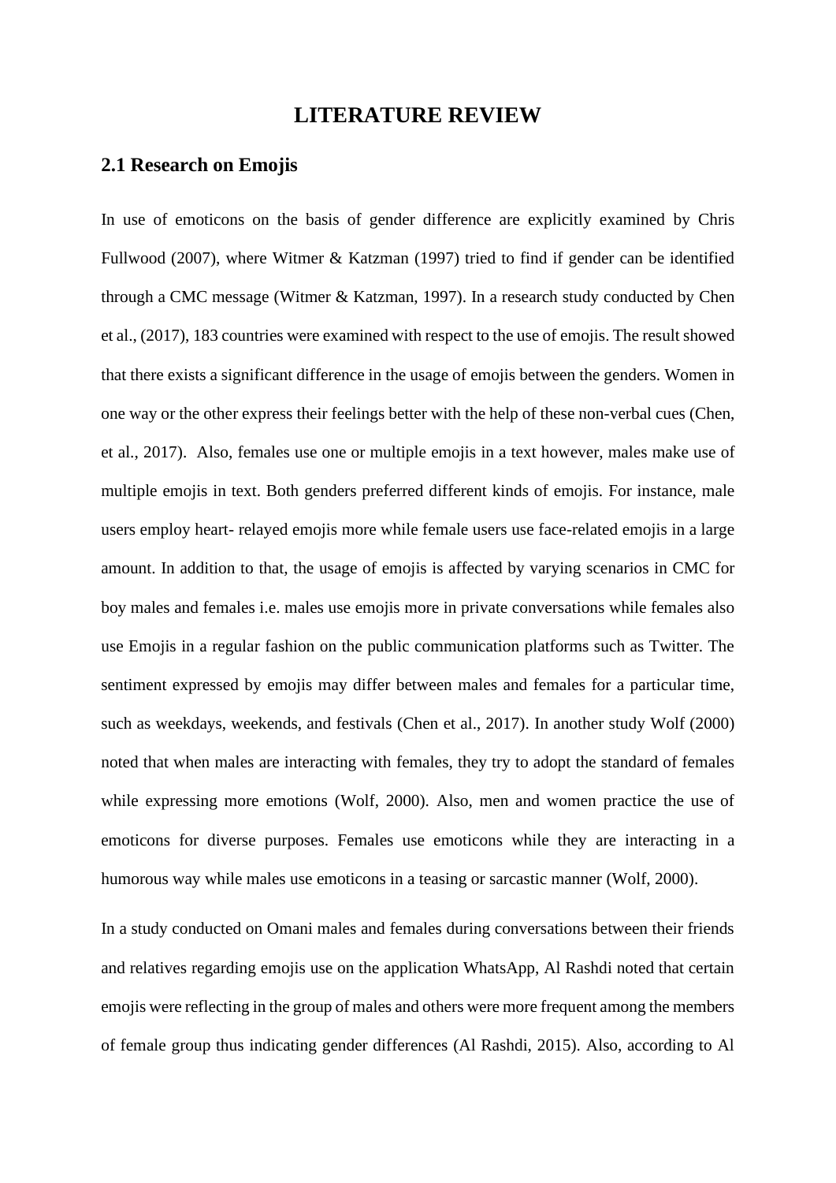# LITERATURE REVIEW

## 2.1 Research on Emojis

In use of emoticons on the basis of gender difference are explicitly examined by Chris Fullwood (2007), where Witmer & Katzman (1997) tried to find if gender can be identified through a CMC message (Witmer & Katzman, 1997). In a research study conducted by Chen et al., (2017), 183 countries were examined with respect to the use of emojis. The result showed that there exists a significant difference in the usage of emojis between the genders. Women in one way or the other express their feelings better with the help of these non-verbal cues (Chen, et al., 2017). Also, females use one or multiple emojis in a text however, males make use of multiple emojis in text. Both genders preferred different kinds of emojis. For instance, male users employ heart- relayed emojis more while female users use face-related emojis in a large amount. In addition to that, the usage of emojis is affected by varying scenarios in CMC for boy males and females i.e. males use emojis more in private conversations while females also use Emojis in a regular fashion on the public communication platforms such as Twitter. The sentiment expressed by emojis may differ between males and females for a particular time, such as weekdays, weekends, and festivals (Chen et al., 2017). In another study Wolf (2000) noted that when males are interacting with females, they try to adopt the standard of females while expressing more emotions (Wolf, 2000). Also, men and women practice the use of emoticons for diverse purposes. Females use emoticons while they are interacting in a humorous way while males use emoticons in a teasing or sarcastic manner (Wolf, 2000).

In a study conducted on Omani males and females during conversations between their friends and relatives regarding emojis use on the application WhatsApp, Al Rashdi noted that certain emojis were reflecting in the group of males and others were more frequent among the members of female group thus indicating gender differences (Al Rashdi, 2015). Also, according to Al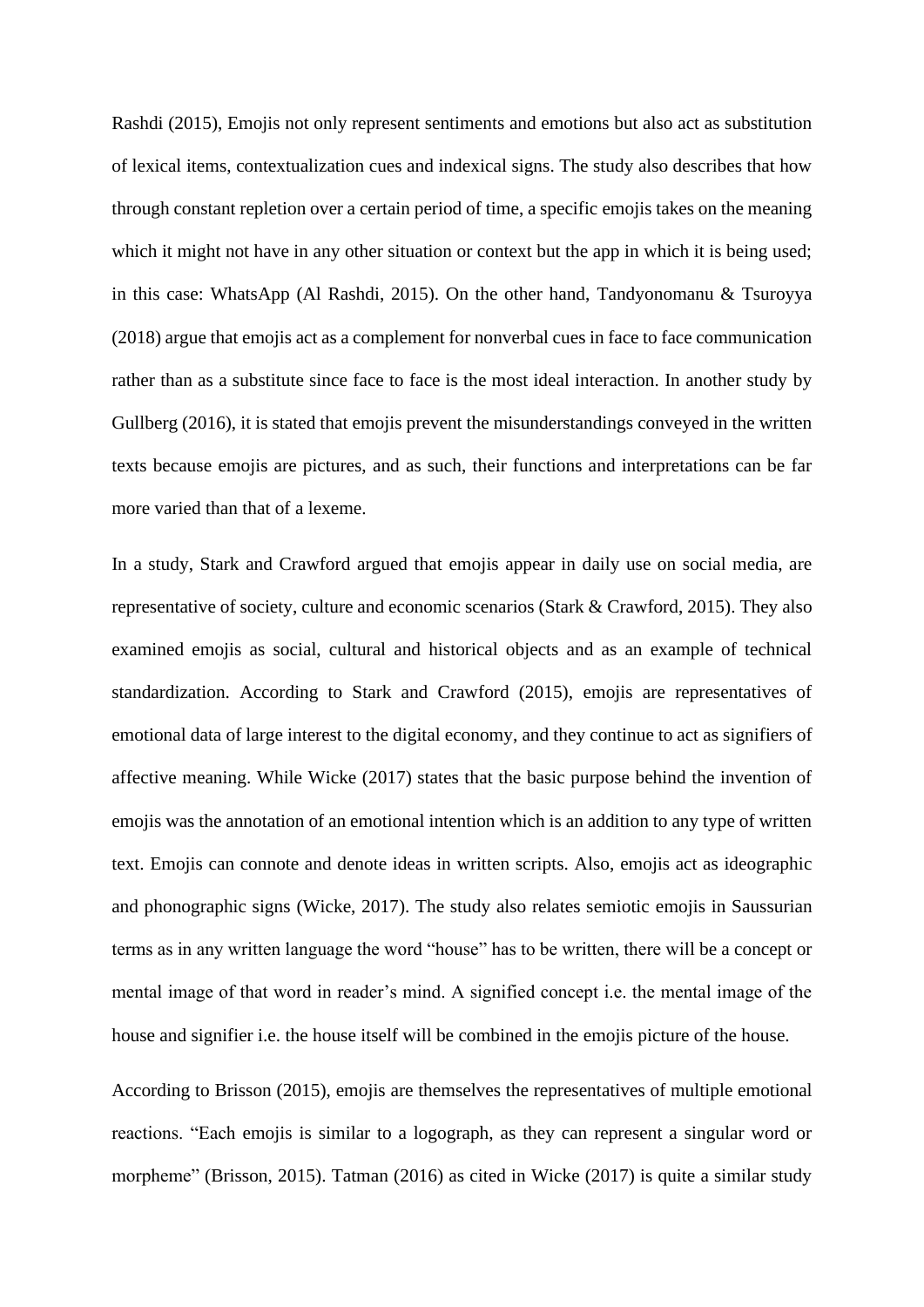Rashdi (2015), Emojis not only represent sentiments and emotions but also act as substitution of lexical items, contextualization cues and indexical signs. The study also describes that how through constant repletion over a certain period of time, a specific emojis takes on the meaning which it might not have in any other situation or context but the app in which it is being used; in this case: WhatsApp (Al Rashdi, 2015). On the other hand, Tandyonomanu & Tsuroyya (2018) argue that emojis act as a complement for nonverbal cues in face to face communication rather than as a substitute since face to face is the most ideal interaction. In another study by Gullberg (2016), it is stated that emojis prevent the misunderstandings conveyed in the written texts because emojis are pictures, and as such, their functions and interpretations can be far more varied than that of a lexeme.

In a study, Stark and Crawford argued that emojis appear in daily use on social media, are representative of society, culture and economic scenarios (Stark & Crawford, 2015). They also examined emojis as social, cultural and historical objects and as an example of technical standardization. According to Stark and Crawford (2015), emojis are representatives of emotional data of large interest to the digital economy, and they continue to act as signifiers of affective meaning. While Wicke (2017) states that the basic purpose behind the invention of emojis was the annotation of an emotional intention which is an addition to any type of written text. Emojis can connote and denote ideas in written scripts. Also, emojis act as ideographic and phonographic signs (Wicke, 2017). The study also relates semiotic emojis in Saussurian terms as in any written language the word "house" has to be written, there will be a concept or mental image of that word in reader's mind. A signified concept i.e. the mental image of the house and signifier i.e. the house itself will be combined in the emojis picture of the house.

According to Brisson (2015), emojis are themselves the representatives of multiple emotional reactions. "Each emojis is similar to a logograph, as they can represent a singular word or morpheme" (Brisson, 2015). Tatman (2016) as cited in Wicke (2017) is quite a similar study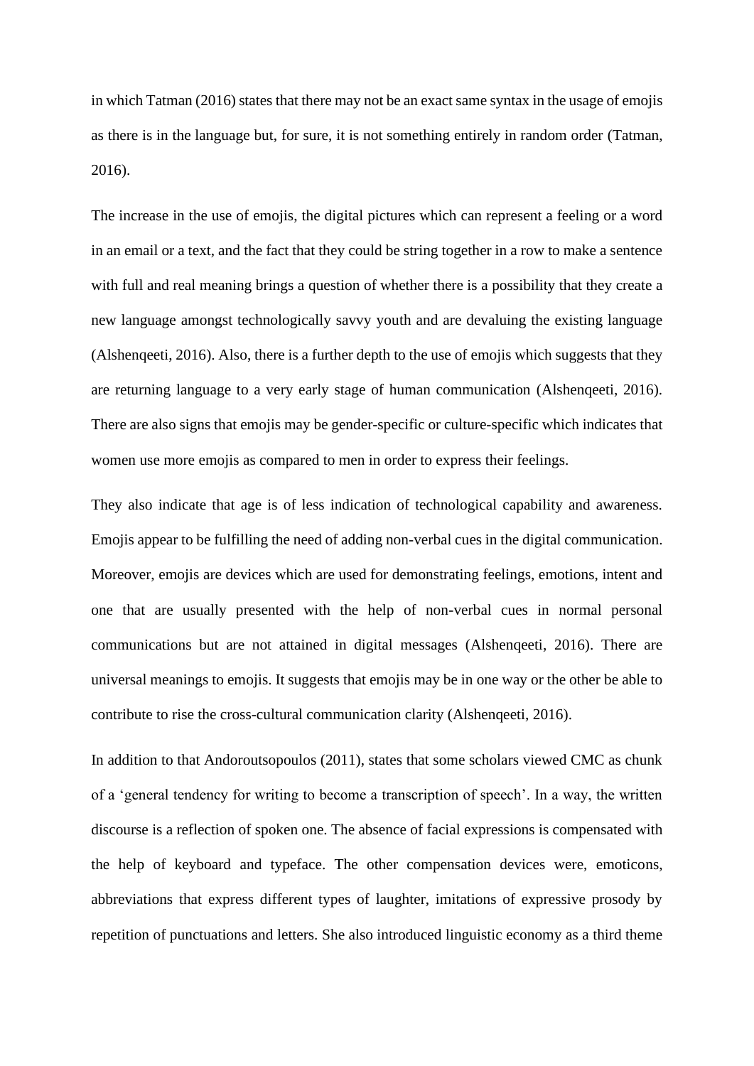in which Tatman (2016) states that there may not be an exact same syntax in the usage of emojis as there is in the language but, for sure, it is not something entirely in random order (Tatman, 2016).

The increase in the use of emojis, the digital pictures which can represent a feeling or a word in an email or a text, and the fact that they could be string together in a row to make a sentence with full and real meaning brings a question of whether there is a possibility that they create a new language amongst technologically savvy youth and are devaluing the existing language (Alshenqeeti, 2016). Also, there is a further depth to the use of emojis which suggests that they are returning language to a very early stage of human communication (Alshenqeeti, 2016). There are also signs that emojis may be gender-specific or culture-specific which indicates that women use more emojis as compared to men in order to express their feelings.

They also indicate that age is of less indication of technological capability and awareness. Emojis appear to be fulfilling the need of adding non-verbal cues in the digital communication. Moreover, emojis are devices which are used for demonstrating feelings, emotions, intent and one that are usually presented with the help of non-verbal cues in normal personal communications but are not attained in digital messages (Alshenqeeti, 2016). There are universal meanings to emojis. It suggests that emojis may be in one way or the other be able to contribute to rise the cross-cultural communication clarity (Alshenqeeti, 2016).

In addition to that Andoroutsopoulos (2011), states that some scholars viewed CMC as chunk of a 'general tendency for writing to become a transcription of speech'. In a way, the written discourse is a reflection of spoken one. The absence of facial expressions is compensated with the help of keyboard and typeface. The other compensation devices were, emoticons, abbreviations that express different types of laughter, imitations of expressive prosody by repetition of punctuations and letters. She also introduced linguistic economy as a third theme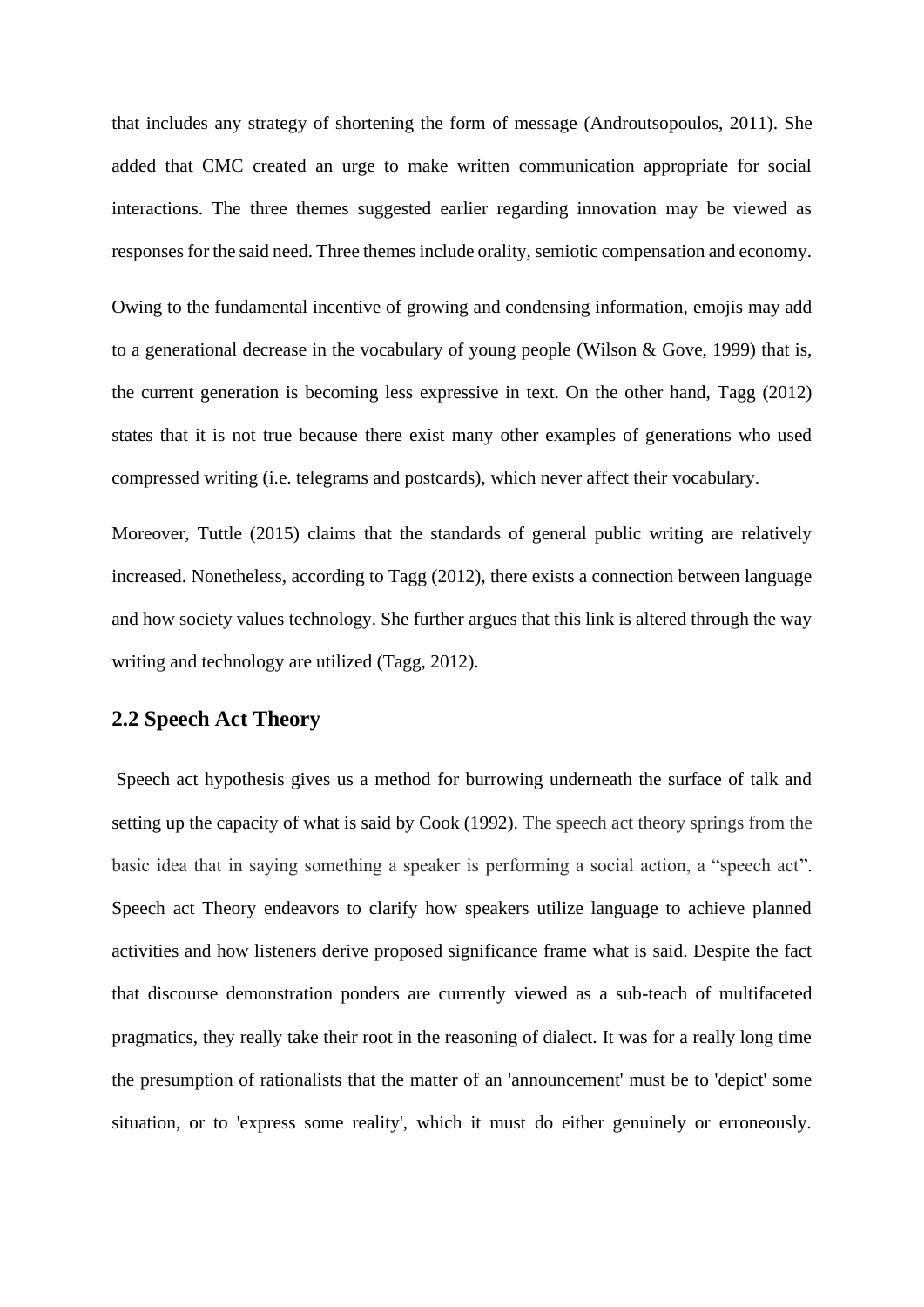that includes any strategy of shortening the form of message (Androutsopoulos, 2011). She added that CMC created an urge to make written communication appropriate for social interactions. The three themes suggested earlier regarding innovation may be viewed as responses for the said need. Three themes include orality, semiotic compensation and economy.

Owing to the fundamental incentive of growing and condensing information, emojis may add to a generational decrease in the vocabulary of young people (Wilson & Gove, 1999) that is, the current generation is becoming less expressive in text. On the other hand, Tagg (2012) states that it is not true because there exist many other examples of generations who used compressed writing (i.e. telegrams and postcards), which never affect their vocabulary.

Moreover, Tuttle (2015) claims that the standards of general public writing are relatively increased. Nonetheless, according to Tagg (2012), there exists a connection between language and how society values technology. She further argues that this link is altered through the way writing and technology are utilized (Tagg, 2012).

## 2.2 Speech Act Theory

Speech act hypothesis gives us a method for burrowing underneath the surface of talk and setting up the capacity of what is said by Cook (1992). The speech act theory springs from the basic idea that in saying something a speaker is performing a social action, a "speech act". Speech act Theory endeavors to clarify how speakers utilize language to achieve planned activities and how listeners derive proposed significance frame what is said. Despite the fact that discourse demonstration ponders are currently viewed as a sub-teach of multifaceted pragmatics, they really take their root in the reasoning of dialect. It was for a really long time the presumption of rationalists that the matter of an 'announcement' must be to 'depict' some situation, or to 'express some reality', which it must do either genuinely or erroneously.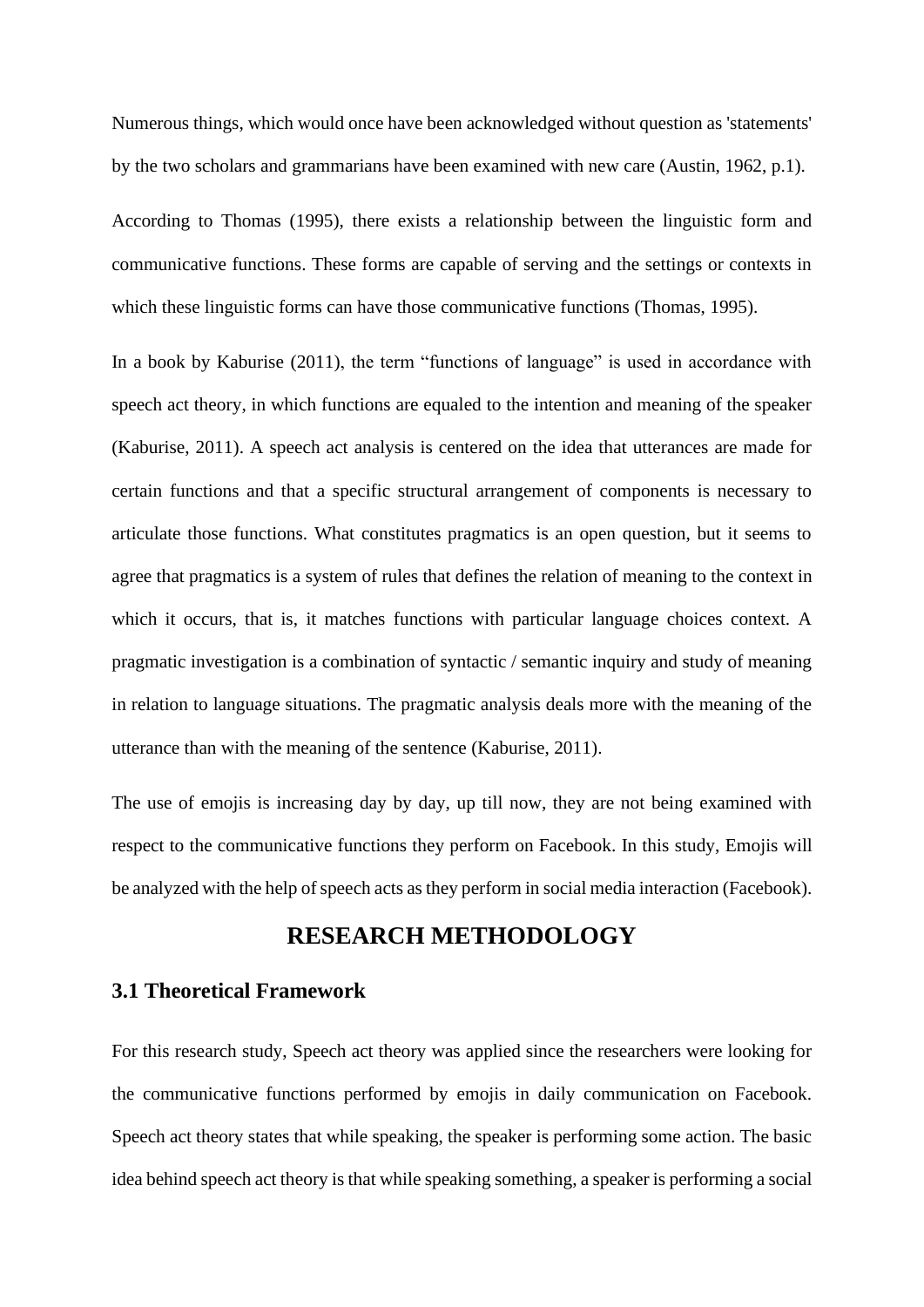Numerous things, which would once have been acknowledged without question as 'statements' by the two scholars and grammarians have been examined with new care (Austin, 1962, p.1).

According to Thomas (1995), there exists a relationship between the linguistic form and communicative functions. These forms are capable of serving and the settings or contexts in which these linguistic forms can have those communicative functions (Thomas, 1995).

In a book by Kaburise (2011), the term “functions of language” is used in accordance with speech act theory, in which functions are equaled to the intention and meaning of the speaker (Kaburise, 2011). A speech act analysis is centered on the idea that utterances are made for certain functions and that a specific structural arrangement of components is necessary to articulate those functions. What constitutes pragmatics is an open question, but it seems to agree that pragmatics is a system of rules that defines the relation of meaning to the context in which it occurs, that is, it matches functions with particular language choices context. A pragmatic investigation is a combination of syntactic / semantic inquiry and study of meaning in relation to language situations. The pragmatic analysis deals more with the meaning of the utterance than with the meaning of the sentence (Kaburise, 2011).

The use of emojis is increasing day by day, up till now, they are not being examined with respect to the communicative functions they perform on Facebook. In this study, Emojis will be analyzed with the help of speech acts as they perform in social media interaction (Facebook).

# RESEARCH METHODOLOGY

## 3.1 Theoretical Framework

For this research study, Speech act theory was applied since the researchers were looking for the communicative functions performed by emojis in daily communication on Facebook. Speech act theory states that while speaking, the speaker is performing some action. The basic idea behind speech act theory is that while speaking something, a speaker is performing a social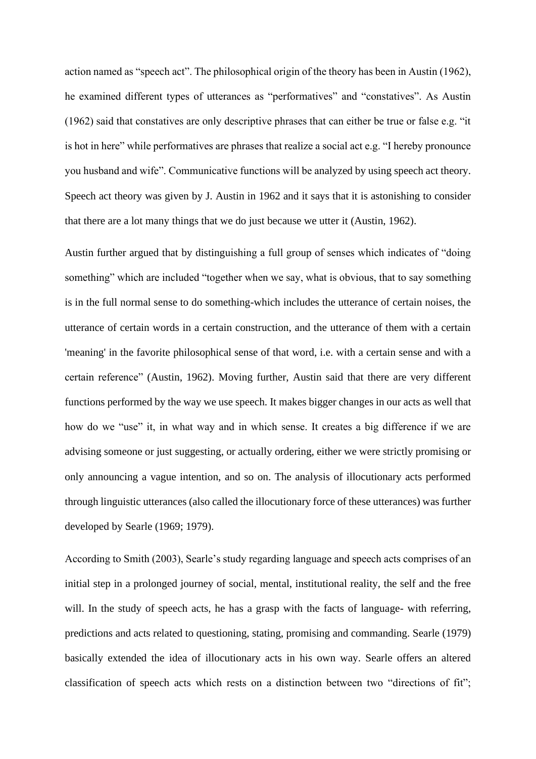action named as "speech act". The philosophical origin of the theory has been in Austin (1962), he examined different types of utterances as "performatives" and "constatives". As Austin (1962) said that constatives are only descriptive phrases that can either be true or false e.g. "it is hot in here" while performatives are phrases that realize a social act e.g. "I hereby pronounce you husband and wife". Communicative functions will be analyzed by using speech act theory. Speech act theory was given by J. Austin in 1962 and it says that it is astonishing to consider that there are a lot many things that we do just because we utter it (Austin, 1962).

Austin further argued that by distinguishing a full group of senses which indicates of "doing something" which are included "together when we say, what is obvious, that to say something is in the full normal sense to do something-which includes the utterance of certain noises, the utterance of certain words in a certain construction, and the utterance of them with a certain 'meaning' in the favorite philosophical sense of that word, i.e. with a certain sense and with a certain reference" (Austin, 1962). Moving further, Austin said that there are very different functions performed by the way we use speech. It makes bigger changes in our acts as well that how do we "use" it, in what way and in which sense. It creates a big difference if we are advising someone or just suggesting, or actually ordering, either we were strictly promising or only announcing a vague intention, and so on. The analysis of illocutionary acts performed through linguistic utterances (also called the illocutionary force of these utterances) was further developed by Searle (1969; 1979).

According to Smith (2003), Searle's study regarding language and speech acts comprises of an initial step in a prolonged journey of social, mental, institutional reality, the self and the free will. In the study of speech acts, he has a grasp with the facts of language- with referring, predictions and acts related to questioning, stating, promising and commanding. Searle (1979) basically extended the idea of illocutionary acts in his own way. Searle offers an altered classification of speech acts which rests on a distinction between two "directions of fit";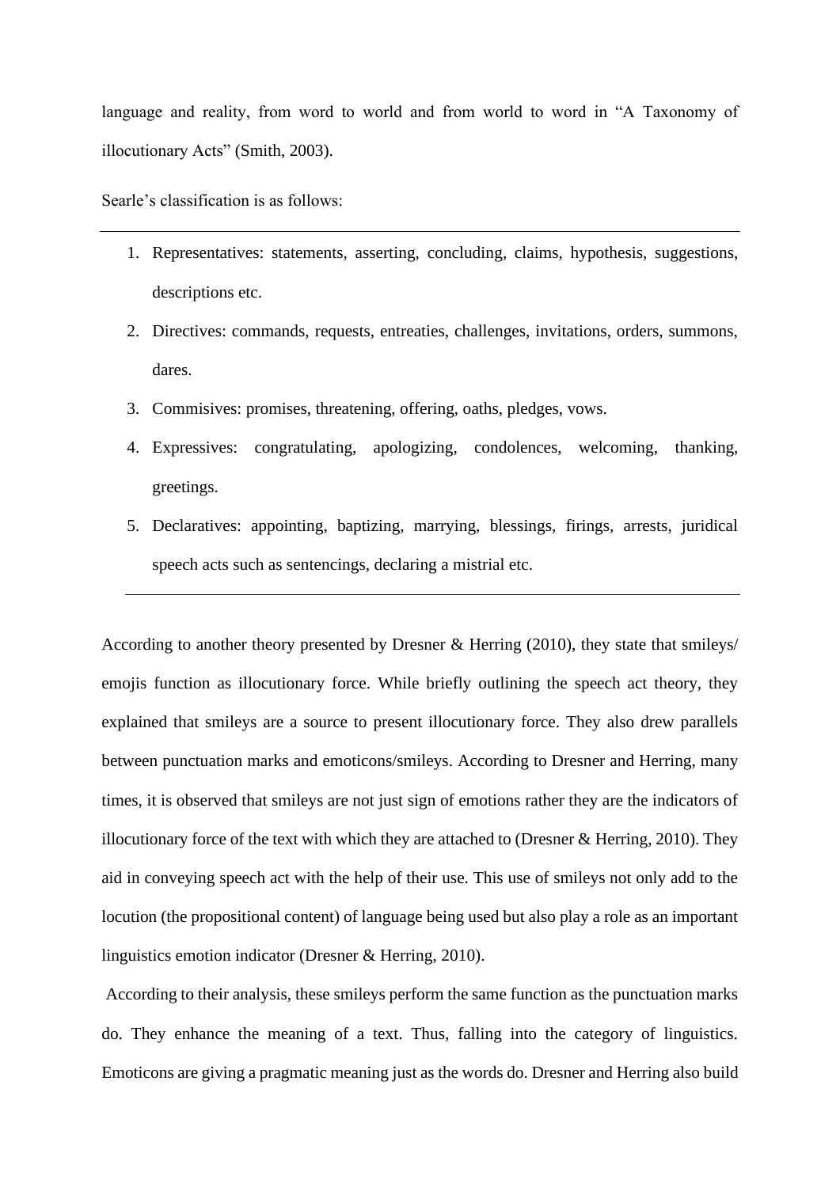language and reality, from word to world and from world to word in "A Taxonomy of illocutionary Acts" (Smith, 2003).

Searle's classification is as follows:

1. Representatives: statements, asserting, concluding, claims, hypothesis, suggestions, descriptions etc.
2. Directives: commands, requests, entreaties, challenges, invitations, orders, summons, dares.
3. Commisives: promises, threatening, offering, oaths, pledges, vows.
4. Expressives: congratulating, apologizing, condolences, welcoming, thanking, greetings.
5. Declaratives: appointing, baptizing, marrying, blessings, firings, arrests, juridical speech acts such as sentencings, declaring a mistrial etc.

According to another theory presented by Dresner & Herring (2010), they state that smileys/ emojis function as illocutionary force. While briefly outlining the speech act theory, they explained that smileys are a source to present illocutionary force. They also drew parallels between punctuation marks and emoticons/smileys. According to Dresner and Herring, many times, it is observed that smileys are not just sign of emotions rather they are the indicators of illocutionary force of the text with which they are attached to (Dresner & Herring, 2010). They aid in conveying speech act with the help of their use. This use of smileys not only add to the locution (the propositional content) of language being used but also play a role as an important linguistics emotion indicator (Dresner & Herring, 2010).

According to their analysis, these smileys perform the same function as the punctuation marks do. They enhance the meaning of a text. Thus, falling into the category of linguistics. Emoticons are giving a pragmatic meaning just as the words do. Dresner and Herring also build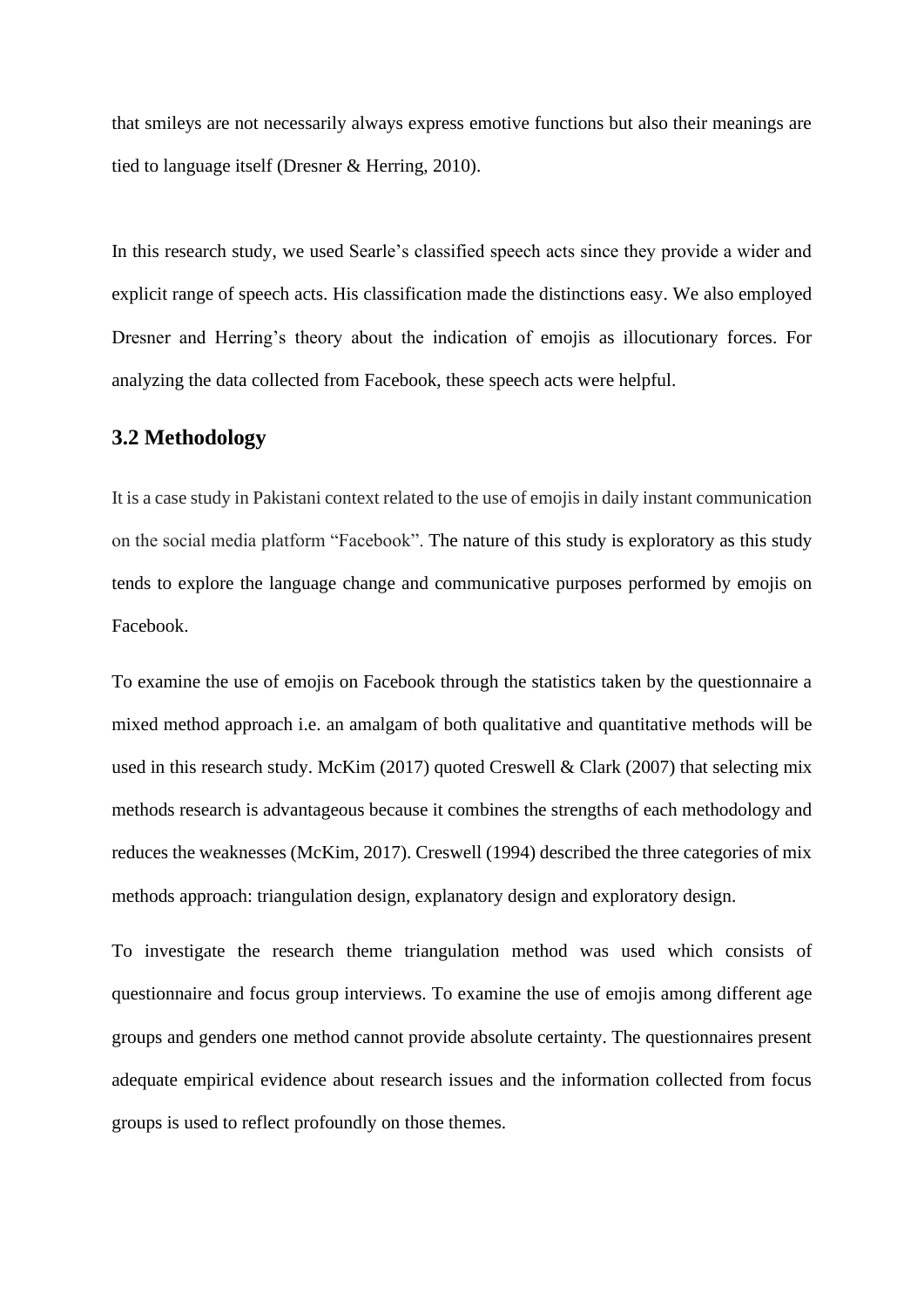that smileys are not necessarily always express emotive functions but also their meanings are tied to language itself (Dresner & Herring, 2010).

In this research study, we used Searle's classified speech acts since they provide a wider and explicit range of speech acts. His classification made the distinctions easy. We also employed Dresner and Herring's theory about the indication of emojis as illocutionary forces. For analyzing the data collected from Facebook, these speech acts were helpful.

### 3.2 Methodology

It is a case study in Pakistani context related to the use of emojis in daily instant communication on the social media platform "Facebook". The nature of this study is exploratory as this study tends to explore the language change and communicative purposes performed by emojis on Facebook.

To examine the use of emojis on Facebook through the statistics taken by the questionnaire a mixed method approach i.e. an amalgam of both qualitative and quantitative methods will be used in this research study. McKim (2017) quoted Creswell & Clark (2007) that selecting mix methods research is advantageous because it combines the strengths of each methodology and reduces the weaknesses (McKim, 2017). Creswell (1994) described the three categories of mix methods approach: triangulation design, explanatory design and exploratory design.

To investigate the research theme triangulation method was used which consists of questionnaire and focus group interviews. To examine the use of emojis among different age groups and genders one method cannot provide absolute certainty. The questionnaires present adequate empirical evidence about research issues and the information collected from focus groups is used to reflect profoundly on those themes.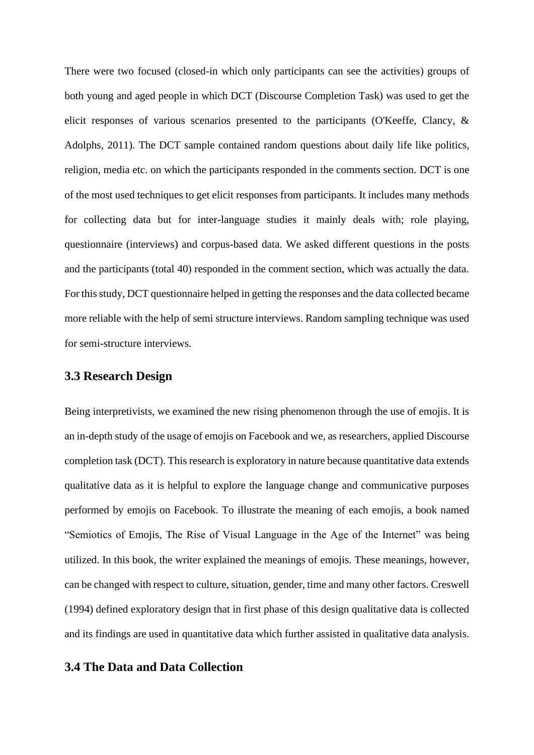There were two focused (closed-in which only participants can see the activities) groups of both young and aged people in which DCT (Discourse Completion Task) was used to get the elicit responses of various scenarios presented to the participants (O'Keeffe, Clancy, & Adolphs, 2011). The DCT sample contained random questions about daily life like politics, religion, media etc. on which the participants responded in the comments section. DCT is one of the most used techniques to get elicit responses from participants. It includes many methods for collecting data but for inter-language studies it mainly deals with; role playing, questionnaire (interviews) and corpus-based data. We asked different questions in the posts and the participants (total 40) responded in the comment section, which was actually the data. For this study, DCT questionnaire helped in getting the responses and the data collected became more reliable with the help of semi structure interviews. Random sampling technique was used for semi-structure interviews.

### 3.3 Research Design

Being interpretivists, we examined the new rising phenomenon through the use of emojis. It is an in-depth study of the usage of emojis on Facebook and we, as researchers, applied Discourse completion task (DCT). This research is exploratory in nature because quantitative data extends qualitative data as it is helpful to explore the language change and communicative purposes performed by emojis on Facebook. To illustrate the meaning of each emojis, a book named "Semiotics of Emojis, The Rise of Visual Language in the Age of the Internet" was being utilized. In this book, the writer explained the meanings of emojis. These meanings, however, can be changed with respect to culture, situation, gender, time and many other factors. Creswell (1994) defined exploratory design that in first phase of this design qualitative data is collected and its findings are used in quantitative data which further assisted in qualitative data analysis.

### 3.4 The Data and Data Collection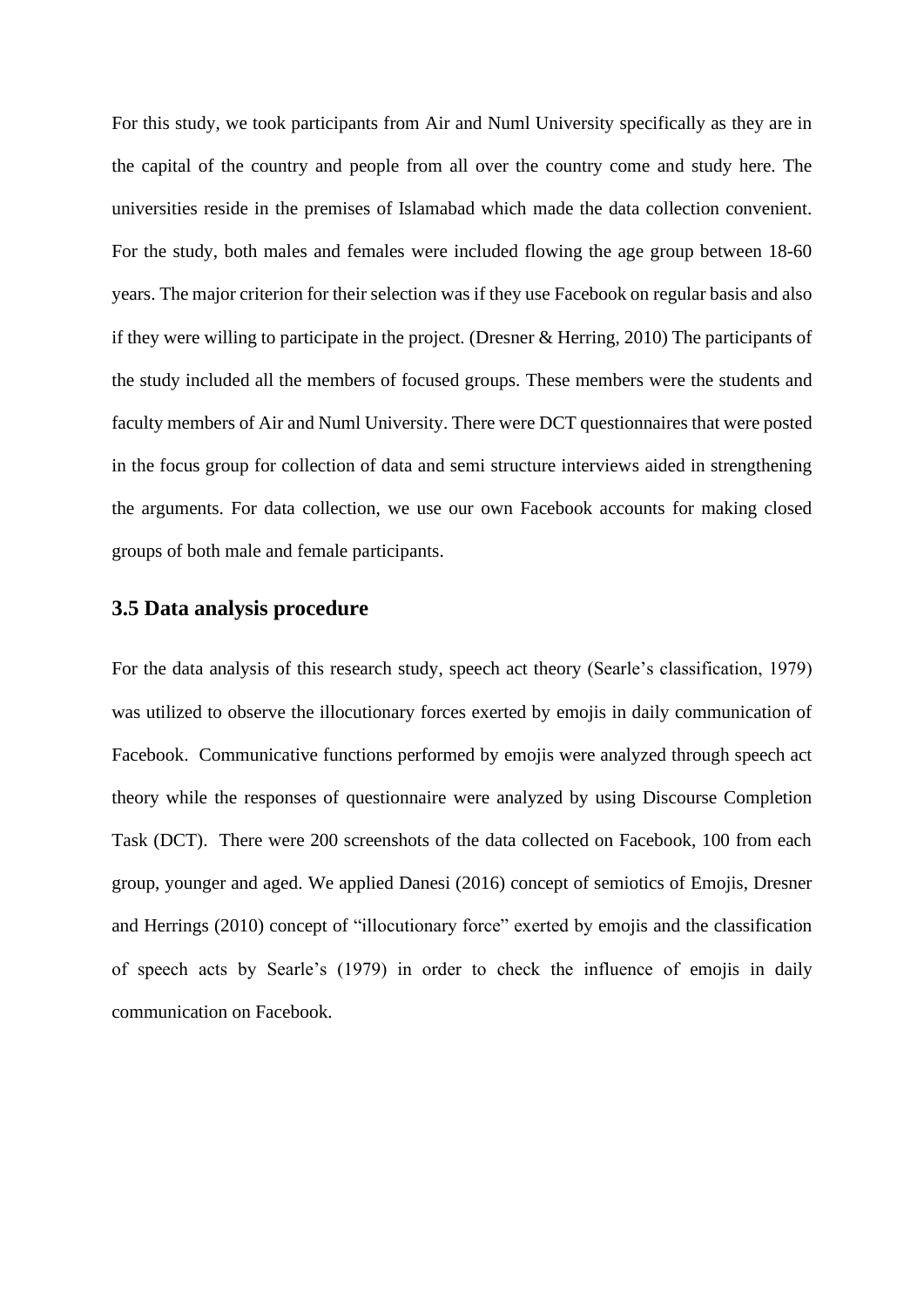For this study, we took participants from Air and Numl University specifically as they are in the capital of the country and people from all over the country come and study here. The universities reside in the premises of Islamabad which made the data collection convenient. For the study, both males and females were included flowing the age group between 18-60 years. The major criterion for their selection was if they use Facebook on regular basis and also if they were willing to participate in the project. (Dresner & Herring, 2010) The participants of the study included all the members of focused groups. These members were the students and faculty members of Air and Numl University. There were DCT questionnaires that were posted in the focus group for collection of data and semi structure interviews aided in strengthening the arguments. For data collection, we use our own Facebook accounts for making closed groups of both male and female participants.

### 3.5 Data analysis procedure

For the data analysis of this research study, speech act theory (Searle's classification, 1979) was utilized to observe the illocutionary forces exerted by emojis in daily communication of Facebook. Communicative functions performed by emojis were analyzed through speech act theory while the responses of questionnaire were analyzed by using Discourse Completion Task (DCT). There were 200 screenshots of the data collected on Facebook, 100 from each group, younger and aged. We applied Danesi (2016) concept of semiotics of Emojis, Dresner and Herrings (2010) concept of "illocutionary force" exerted by emojis and the classification of speech acts by Searle's (1979) in order to check the influence of emojis in daily communication on Facebook.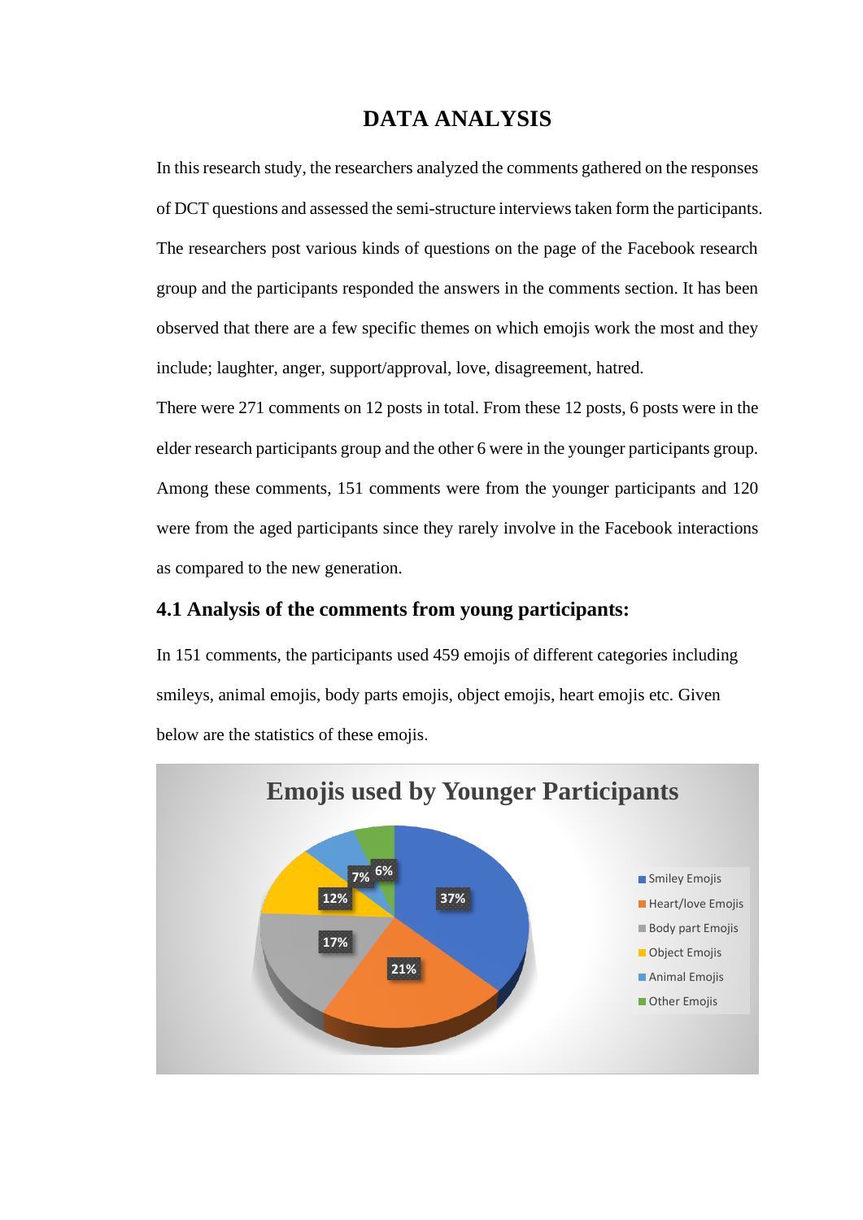# DATA ANALYSIS

In this research study, the researchers analyzed the comments gathered on the responses of DCT questions and assessed the semi-structure interviews taken form the participants. The researchers post various kinds of questions on the page of the Facebook research group and the participants responded the answers in the comments section. It has been observed that there are a few specific themes on which emojis work the most and they include; laughter, anger, support/approval, love, disagreement, hatred.

There were 271 comments on 12 posts in total. From these 12 posts, 6 posts were in the elder research participants group and the other 6 were in the younger participants group. Among these comments, 151 comments were from the younger participants and 120 were from the aged participants since they rarely involve in the Facebook interactions as compared to the new generation.

## 4.1 Analysis of the comments from young participants:

In 151 comments, the participants used 459 emojis of different categories including smileys, animal emojis, body parts emojis, object emojis, heart emojis etc. Given below are the statistics of these emojis.

**Emojis used by Younger Participants**

| Category | Percentage |
|---|---|
| Smiley Emojis | 37% |
| Heart/love Emojis | 21% |
| Body part Emojis | 17% |
| Object Emojis | 12% |
| Animal Emojis | 7% |
| Other Emojis | 6% |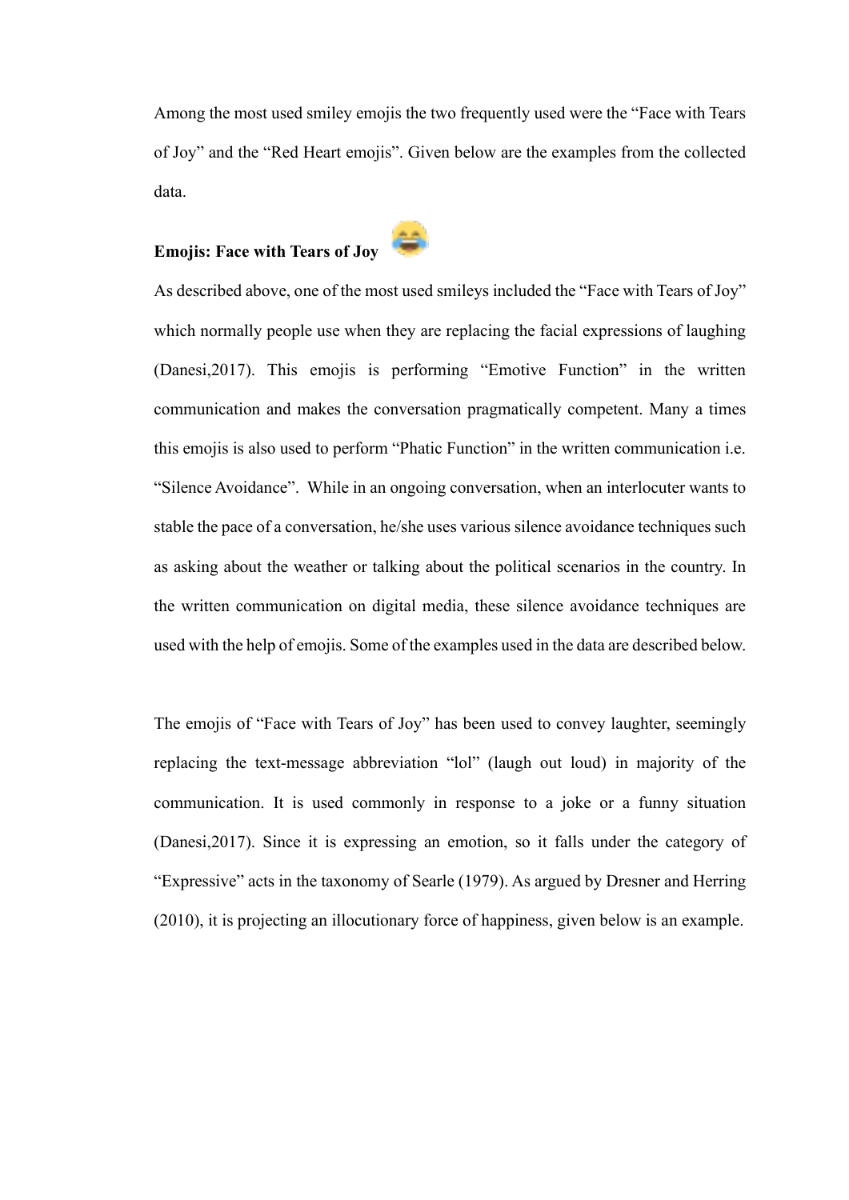Among the most used smiley emojis the two frequently used were the "Face with Tears of Joy" and the "Red Heart emojis". Given below are the examples from the collected data.

**Emojis: Face with Tears of Joy** 😂

As described above, one of the most used smileys included the "Face with Tears of Joy" which normally people use when they are replacing the facial expressions of laughing (Danesi,2017). This emojis is performing "Emotive Function" in the written communication and makes the conversation pragmatically competent. Many a times this emojis is also used to perform "Phatic Function" in the written communication i.e. "Silence Avoidance". While in an ongoing conversation, when an interlocuter wants to stable the pace of a conversation, he/she uses various silence avoidance techniques such as asking about the weather or talking about the political scenarios in the country. In the written communication on digital media, these silence avoidance techniques are used with the help of emojis. Some of the examples used in the data are described below.

The emojis of "Face with Tears of Joy" has been used to convey laughter, seemingly replacing the text-message abbreviation "lol" (laugh out loud) in majority of the communication. It is used commonly in response to a joke or a funny situation (Danesi,2017). Since it is expressing an emotion, so it falls under the category of "Expressive" acts in the taxonomy of Searle (1979). As argued by Dresner and Herring (2010), it is projecting an illocutionary force of happiness, given below is an example.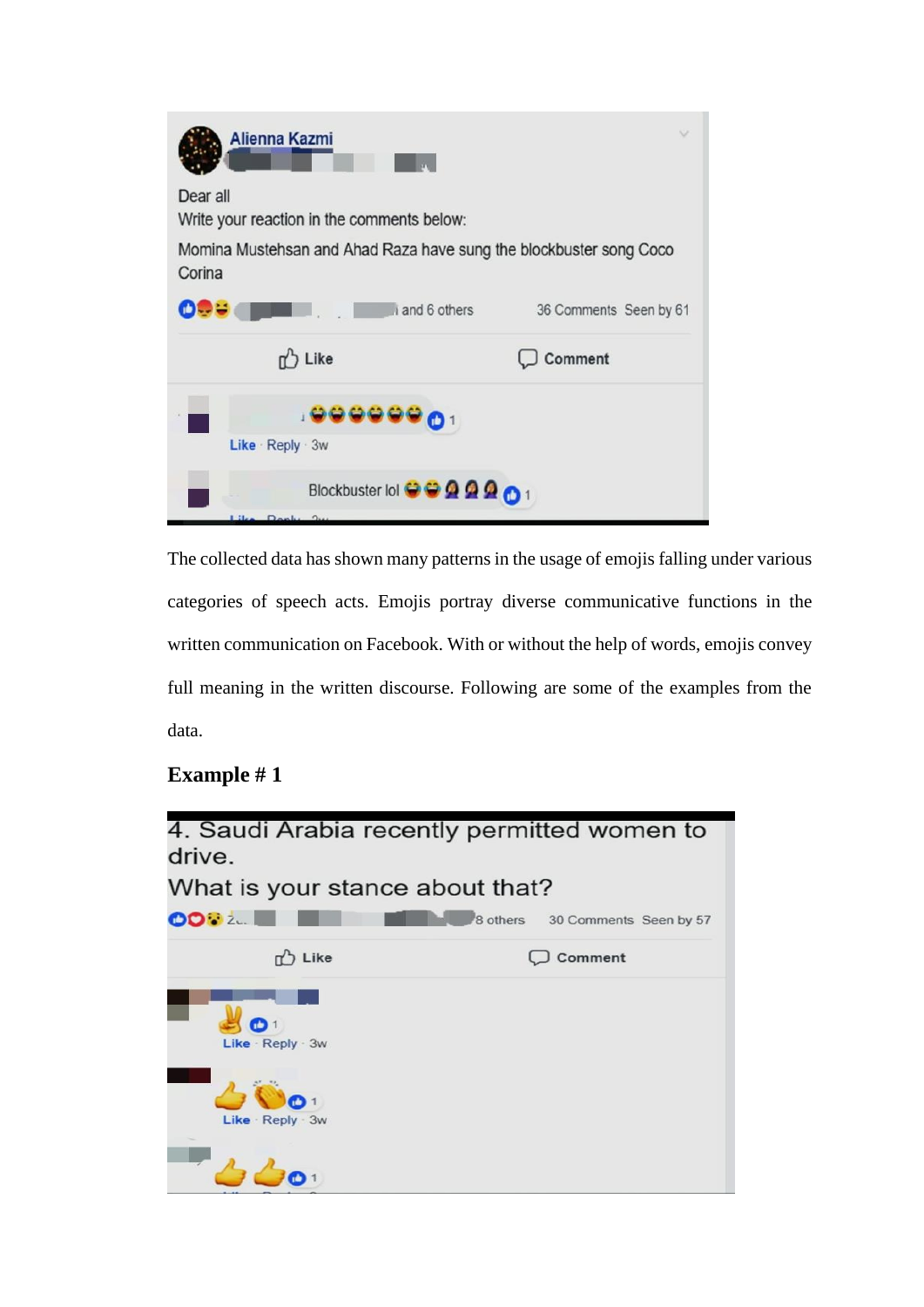Alienna Kazmi

Dear all

Write your reaction in the comments below:

Momina Mustehsan and Ahad Raza have sung the blockbuster song Coco Corina

and 6 others 36 Comments Seen by 61

Like Comment

😂😂😂😂😂😂 1

Like · Reply · 3w

Blockbuster lol 😂😂🤦‍♀️🤦‍♀️🤦‍♀️ 1

The collected data has shown many patterns in the usage of emojis falling under various categories of speech acts. Emojis portray diverse communicative functions in the written communication on Facebook. With or without the help of words, emojis convey full meaning in the written discourse. Following are some of the examples from the data.

**Example # 1**

4. Saudi Arabia recently permitted women to drive.

What is your stance about that?

8 others 30 Comments Seen by 57

Like Comment

✌️ 1

Like · Reply · 3w

👍👏 1

Like · Reply · 3w

👍👍 1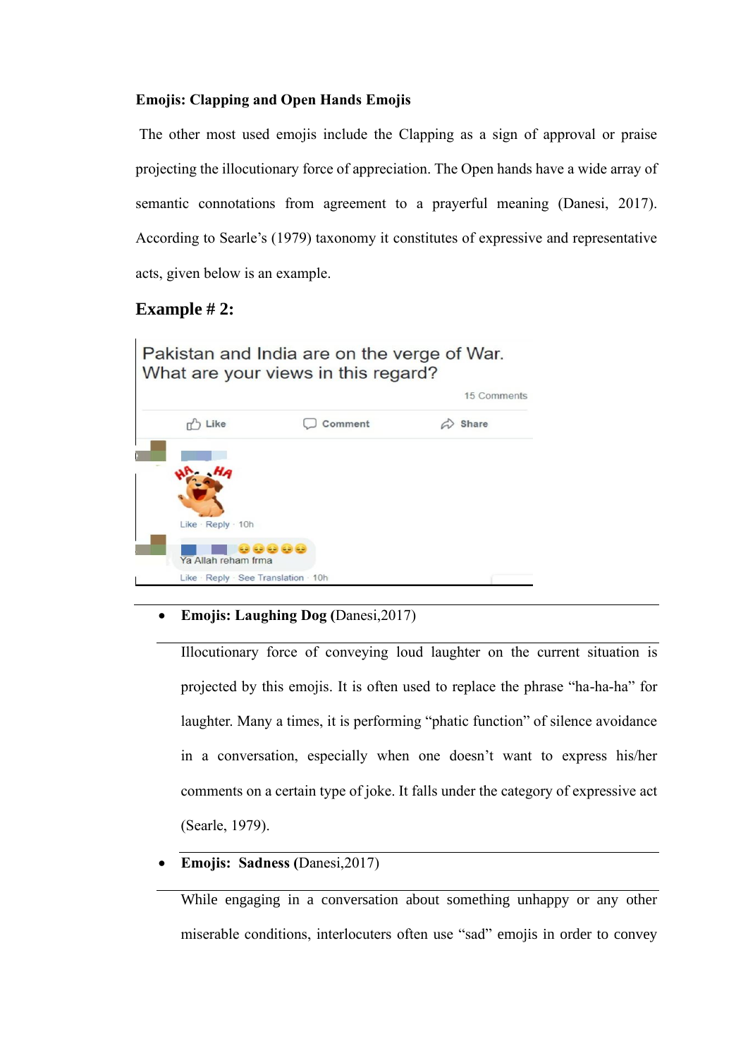**Emojis: Clapping and Open Hands Emojis**

The other most used emojis include the Clapping as a sign of approval or praise projecting the illocutionary force of appreciation. The Open hands have a wide array of semantic connotations from agreement to a prayerful meaning (Danesi, 2017). According to Searle's (1979) taxonomy it constitutes of expressive and representative acts, given below is an example.

## Example # 2:

Pakistan and India are on the verge of War. What are your views in this regard?

15 Comments

Like Comment Share

Like · Reply · 10h

Ya Allah reham frma

Like · Reply · See Translation · 10h

- **Emojis: Laughing Dog (**Danesi,2017)

  Illocutionary force of conveying loud laughter on the current situation is projected by this emojis. It is often used to replace the phrase "ha-ha-ha" for laughter. Many a times, it is performing "phatic function" of silence avoidance in a conversation, especially when one doesn't want to express his/her comments on a certain type of joke. It falls under the category of expressive act (Searle, 1979).

- **Emojis: Sadness (**Danesi,2017)

  While engaging in a conversation about something unhappy or any other miserable conditions, interlocuters often use "sad" emojis in order to convey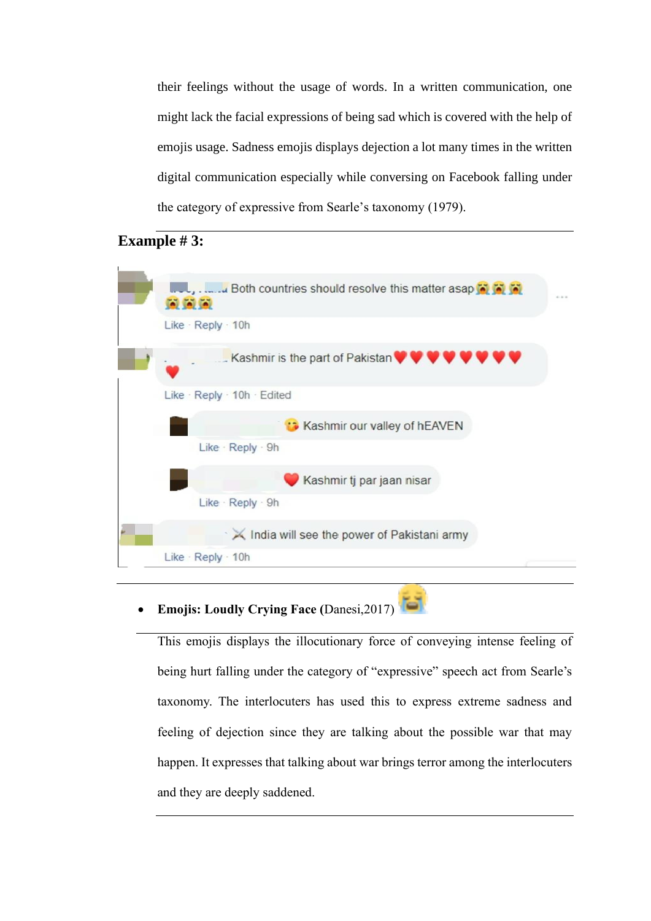their feelings without the usage of words. In a written communication, one might lack the facial expressions of being sad which is covered with the help of emojis usage. Sadness emojis displays dejection a lot many times in the written digital communication especially while conversing on Facebook falling under the category of expressive from Searle's taxonomy (1979).

**Example # 3:**

Both countries should resolve this matter asap 😭😭😭😭😭😭

Like · Reply · 10h

Kashmir is the part of Pakistan ❤❤❤❤❤❤❤❤❤

Like · Reply · 10h · Edited

😘 Kashmir our valley of hEAVEN

Like · Reply · 9h

❤ Kashmir tj par jaan nisar

Like · Reply · 9h

⚔ India will see the power of Pakistani army

Like · Reply · 10h

- **Emojis: Loudly Crying Face (**Danesi,2017) 😭

This emojis displays the illocutionary force of conveying intense feeling of being hurt falling under the category of "expressive" speech act from Searle's taxonomy. The interlocuters has used this to express extreme sadness and feeling of dejection since they are talking about the possible war that may happen. It expresses that talking about war brings terror among the interlocuters and they are deeply saddened.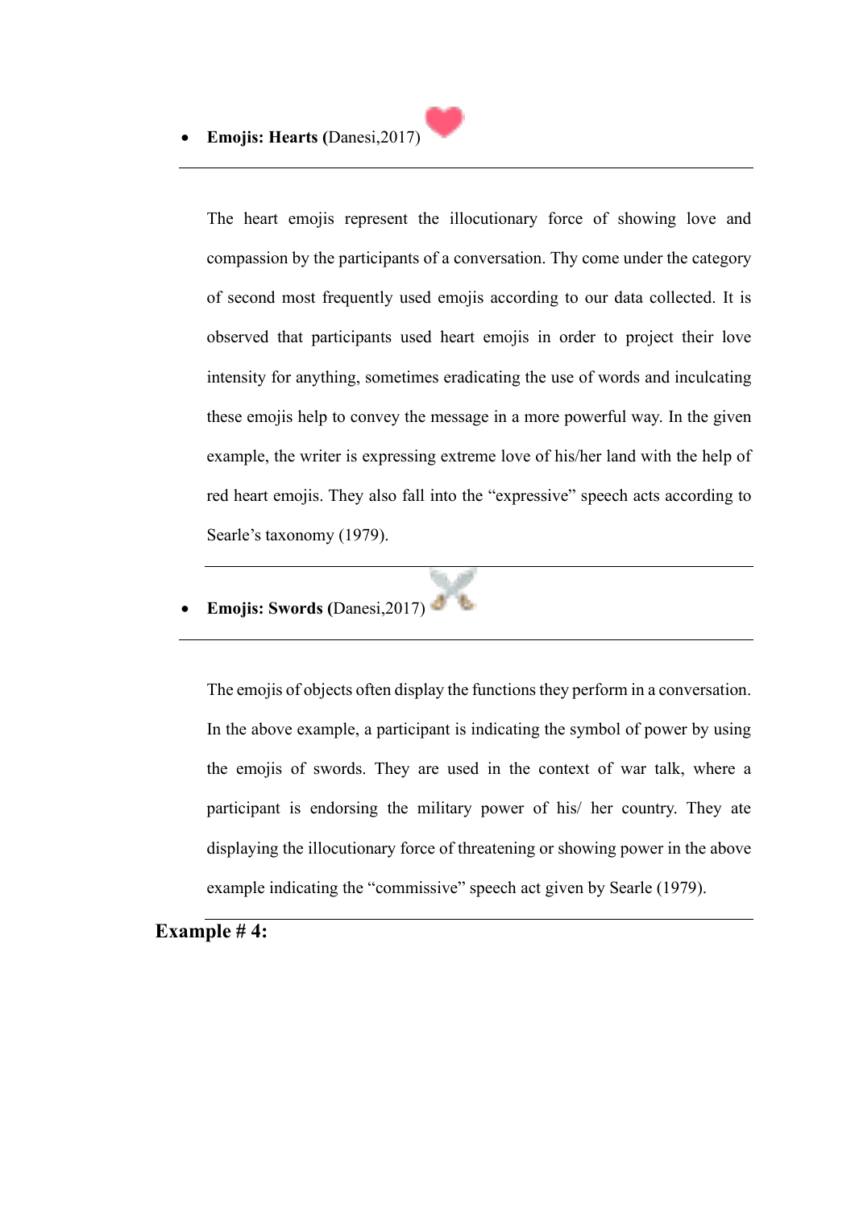- **Emojis: Hearts (**Danesi,2017) ❤️

---

The heart emojis represent the illocutionary force of showing love and compassion by the participants of a conversation. Thy come under the category of second most frequently used emojis according to our data collected. It is observed that participants used heart emojis in order to project their love intensity for anything, sometimes eradicating the use of words and inculcating these emojis help to convey the message in a more powerful way. In the given example, the writer is expressing extreme love of his/her land with the help of red heart emojis. They also fall into the "expressive" speech acts according to Searle's taxonomy (1979).

---

- **Emojis: Swords (**Danesi,2017) ⚔️

---

The emojis of objects often display the functions they perform in a conversation. In the above example, a participant is indicating the symbol of power by using the emojis of swords. They are used in the context of war talk, where a participant is endorsing the military power of his/ her country. They ate displaying the illocutionary force of threatening or showing power in the above example indicating the "commissive" speech act given by Searle (1979).

---

**Example # 4:**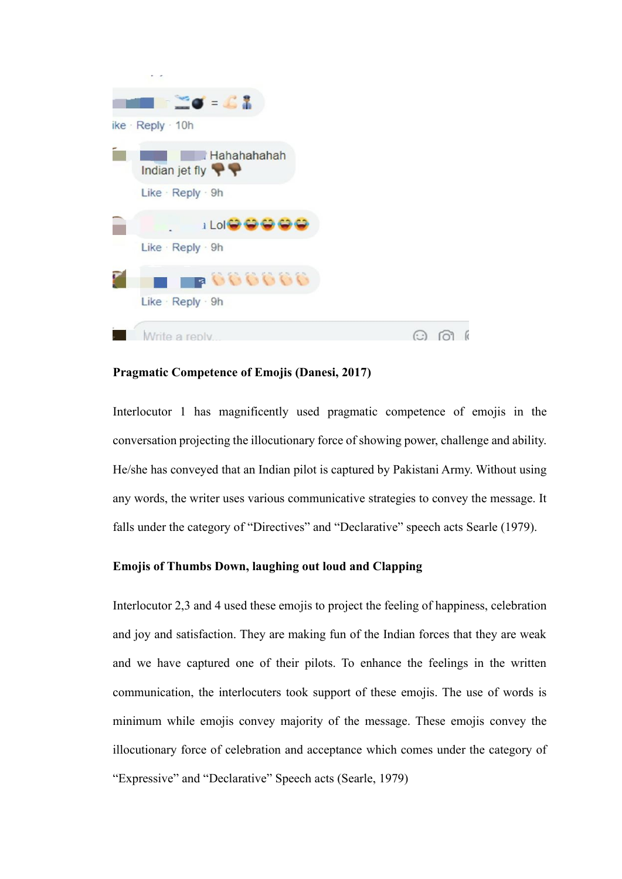Like · Reply · 10h

Hahahahahah Indian jet fly 👎👎

Like · Reply · 9h

Lol😂😂😂😂😂

Like · Reply · 9h

👏👏👏👏👏👏

Like · Reply · 9h

Write a reply...

**Pragmatic Competence of Emojis (Danesi, 2017)**

Interlocutor 1 has magnificently used pragmatic competence of emojis in the conversation projecting the illocutionary force of showing power, challenge and ability. He/she has conveyed that an Indian pilot is captured by Pakistani Army. Without using any words, the writer uses various communicative strategies to convey the message. It falls under the category of "Directives" and "Declarative" speech acts Searle (1979).

**Emojis of Thumbs Down, laughing out loud and Clapping**

Interlocutor 2,3 and 4 used these emojis to project the feeling of happiness, celebration and joy and satisfaction. They are making fun of the Indian forces that they are weak and we have captured one of their pilots. To enhance the feelings in the written communication, the interlocuters took support of these emojis. The use of words is minimum while emojis convey majority of the message. These emojis convey the illocutionary force of celebration and acceptance which comes under the category of "Expressive" and "Declarative" Speech acts (Searle, 1979)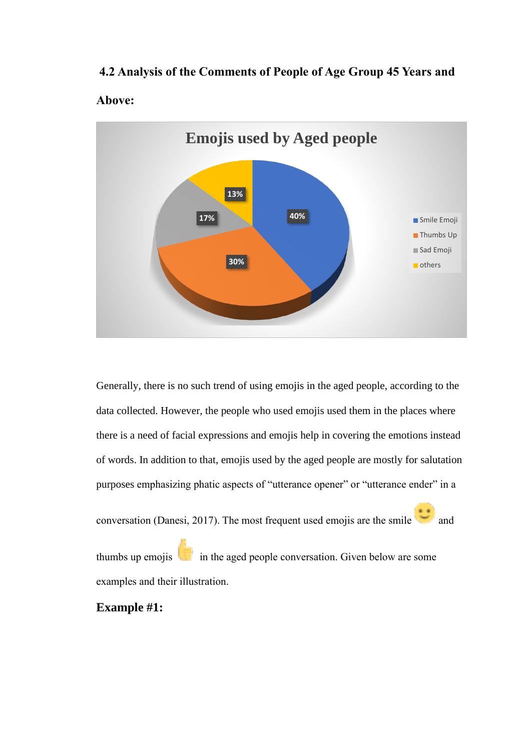## 4.2 Analysis of the Comments of People of Age Group 45 Years and Above:

Emojis used by Aged people

| Emoji | Percentage |
|---|---|
| Smile Emoji | 40% |
| Thumbs Up | 30% |
| Sad Emoji | 17% |
| others | 13% |

Generally, there is no such trend of using emojis in the aged people, according to the data collected. However, the people who used emojis used them in the places where there is a need of facial expressions and emojis help in covering the emotions instead of words. In addition to that, emojis used by the aged people are mostly for salutation purposes emphasizing phatic aspects of "utterance opener" or "utterance ender" in a conversation (Danesi, 2017). The most frequent used emojis are the smile 🙂 and thumbs up emojis 👍 in the aged people conversation. Given below are some examples and their illustration.

**Example #1:**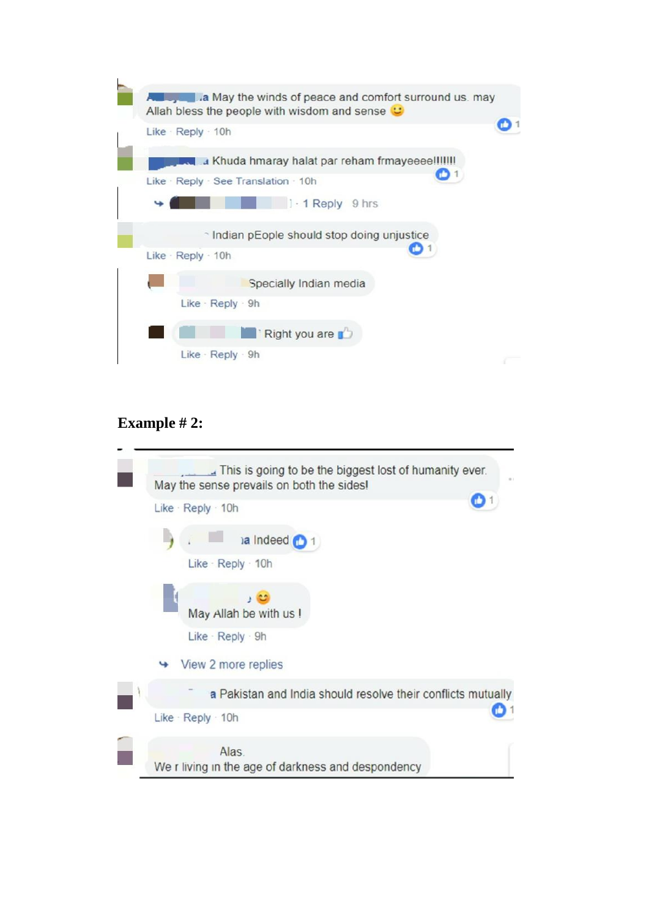a May the winds of peace and comfort surround us. may Allah bless the people with wisdom and sense 😊

Like · Reply · 10h

Khuda hmaray halat par reham frmayeeee!!!!!!

Like · Reply · See Translation · 10h

1 Reply 9 hrs

Indian pEople should stop doing unjustice

Like · Reply · 10h

Specially Indian media

Like · Reply · 9h

Right you are 👍

Like · Reply · 9h

**Example # 2:**

This is going to be the biggest lost of humanity ever. May the sense prevails on both the sides!

Like · Reply · 10h

a Indeed

Like · Reply · 10h

😊 May Allah be with us !

Like · Reply · 9h

View 2 more replies

a Pakistan and India should resolve their conflicts mutually

Like · Reply · 10h

Alas. We r living in the age of darkness and despondency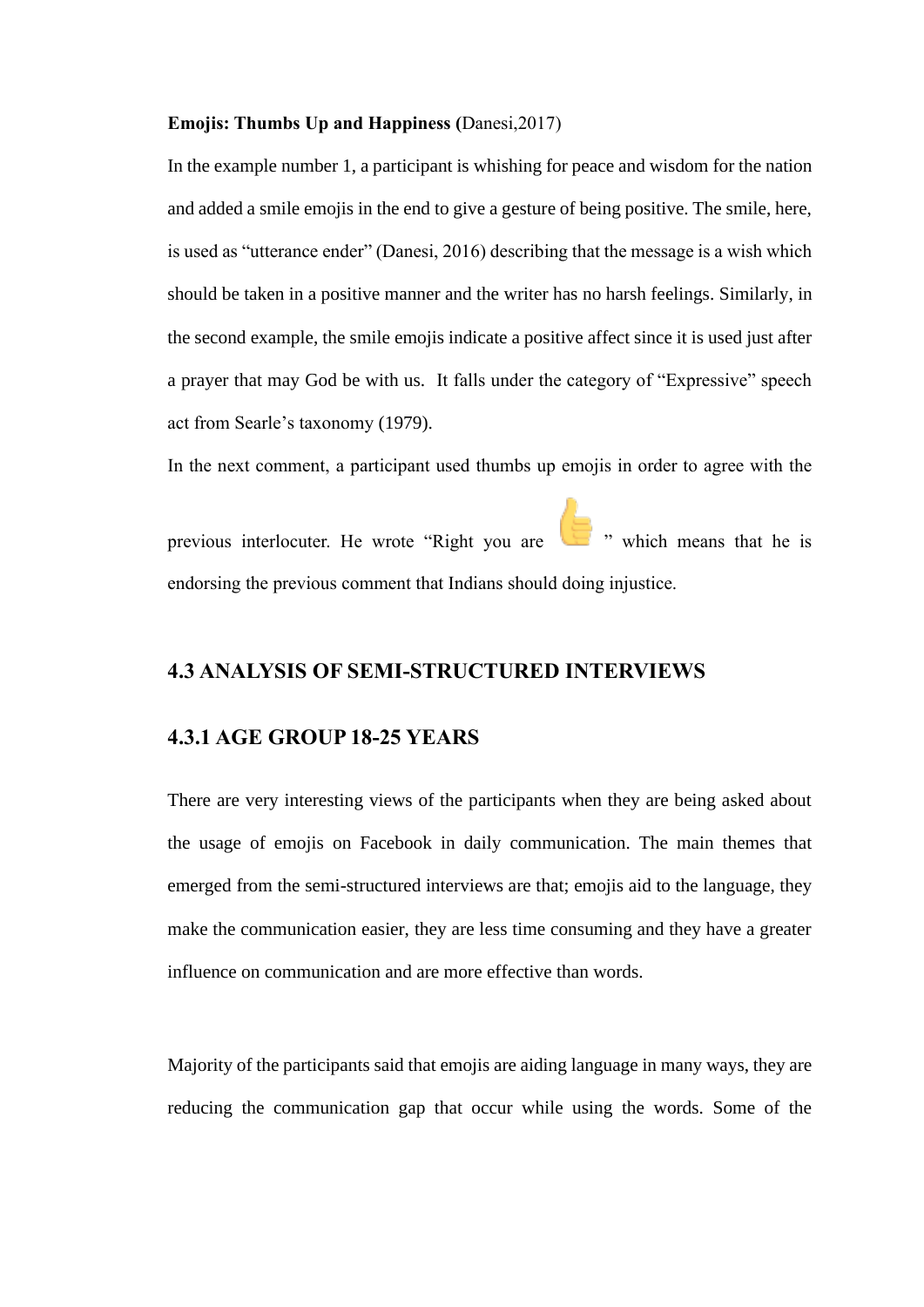**Emojis: Thumbs Up and Happiness (**Danesi,2017)

In the example number 1, a participant is whishing for peace and wisdom for the nation and added a smile emojis in the end to give a gesture of being positive. The smile, here, is used as “utterance ender” (Danesi, 2016) describing that the message is a wish which should be taken in a positive manner and the writer has no harsh feelings. Similarly, in the second example, the smile emojis indicate a positive affect since it is used just after a prayer that may God be with us. It falls under the category of “Expressive” speech act from Searle’s taxonomy (1979).

In the next comment, a participant used thumbs up emojis in order to agree with the previous interlocuter. He wrote “Right you are 👍” which means that he is endorsing the previous comment that Indians should doing injustice.

## 4.3 ANALYSIS OF SEMI-STRUCTURED INTERVIEWS

### 4.3.1 AGE GROUP 18-25 YEARS

There are very interesting views of the participants when they are being asked about the usage of emojis on Facebook in daily communication. The main themes that emerged from the semi-structured interviews are that; emojis aid to the language, they make the communication easier, they are less time consuming and they have a greater influence on communication and are more effective than words.

Majority of the participants said that emojis are aiding language in many ways, they are reducing the communication gap that occur while using the words. Some of the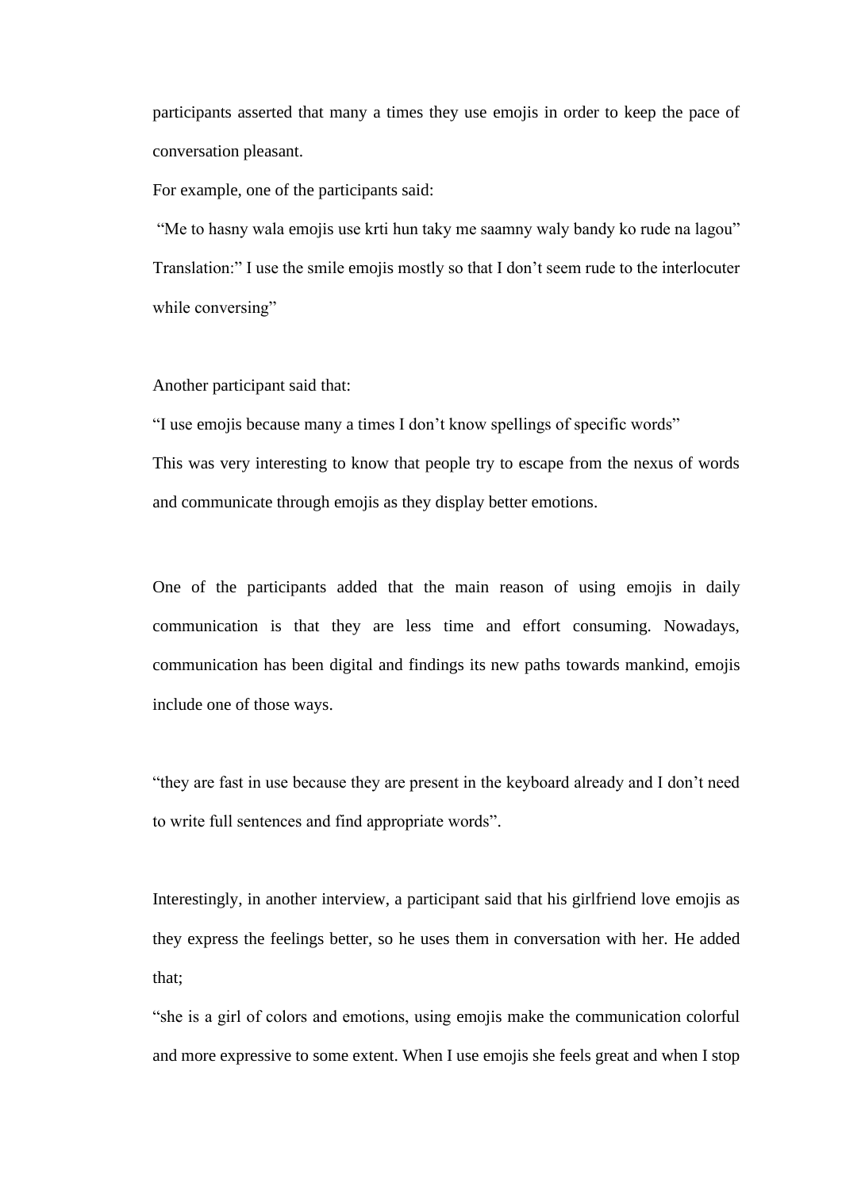participants asserted that many a times they use emojis in order to keep the pace of conversation pleasant.

For example, one of the participants said:

"Me to hasny wala emojis use krti hun taky me saamny waly bandy ko rude na lagou"

Translation:" I use the smile emojis mostly so that I don't seem rude to the interlocuter while conversing"

Another participant said that:

"I use emojis because many a times I don't know spellings of specific words"

This was very interesting to know that people try to escape from the nexus of words and communicate through emojis as they display better emotions.

One of the participants added that the main reason of using emojis in daily communication is that they are less time and effort consuming. Nowadays, communication has been digital and findings its new paths towards mankind, emojis include one of those ways.

"they are fast in use because they are present in the keyboard already and I don't need to write full sentences and find appropriate words".

Interestingly, in another interview, a participant said that his girlfriend love emojis as they express the feelings better, so he uses them in conversation with her. He added that;

"she is a girl of colors and emotions, using emojis make the communication colorful and more expressive to some extent. When I use emojis she feels great and when I stop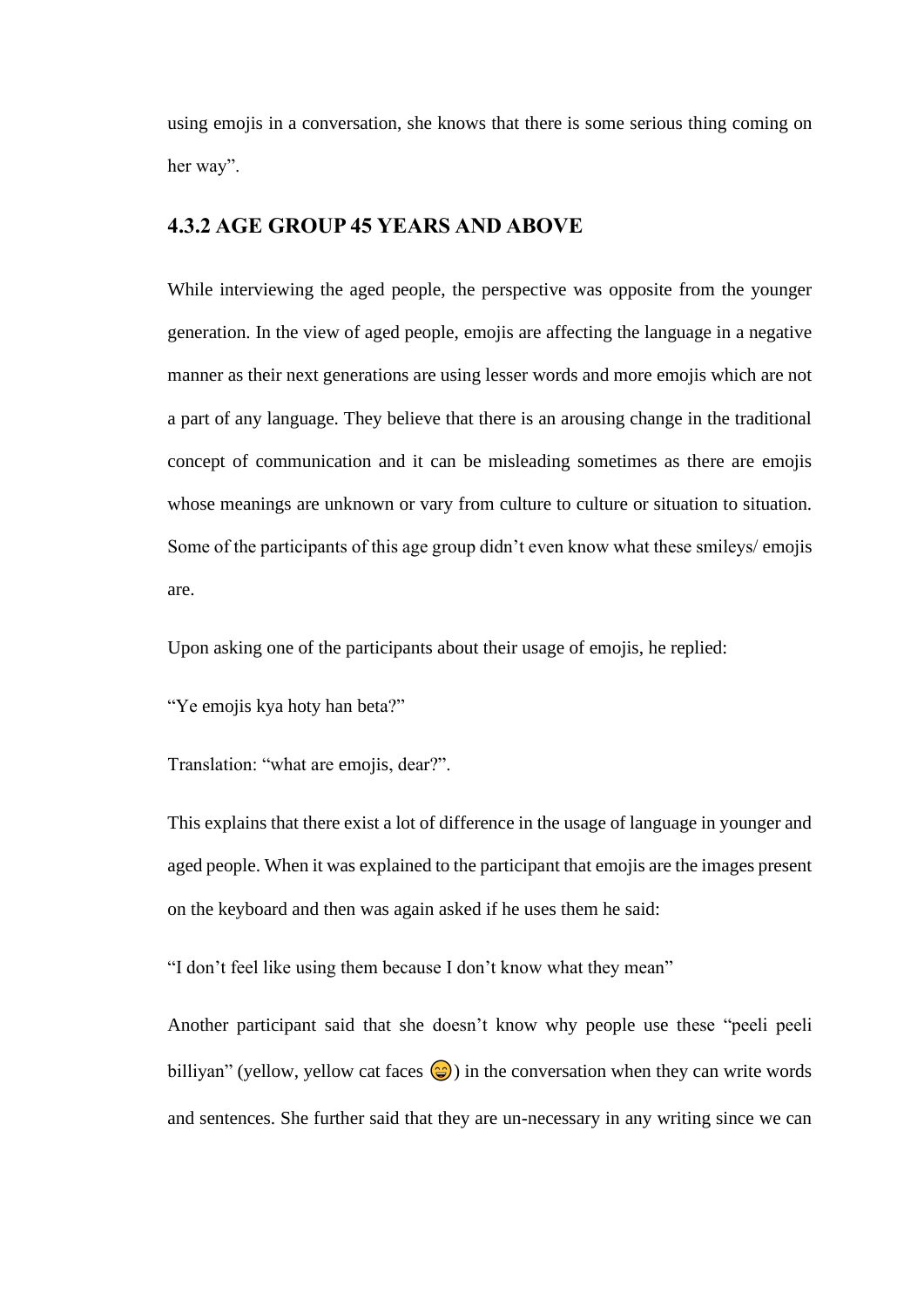using emojis in a conversation, she knows that there is some serious thing coming on her way".

### 4.3.2 AGE GROUP 45 YEARS AND ABOVE

While interviewing the aged people, the perspective was opposite from the younger generation. In the view of aged people, emojis are affecting the language in a negative manner as their next generations are using lesser words and more emojis which are not a part of any language. They believe that there is an arousing change in the traditional concept of communication and it can be misleading sometimes as there are emojis whose meanings are unknown or vary from culture to culture or situation to situation. Some of the participants of this age group didn't even know what these smileys/ emojis are.

Upon asking one of the participants about their usage of emojis, he replied:

"Ye emojis kya hoty han beta?"

Translation: "what are emojis, dear?".

This explains that there exist a lot of difference in the usage of language in younger and aged people. When it was explained to the participant that emojis are the images present on the keyboard and then was again asked if he uses them he said:

"I don't feel like using them because I don't know what they mean"

Another participant said that she doesn't know why people use these "peeli peeli billiyan" (yellow, yellow cat faces 😄) in the conversation when they can write words and sentences. She further said that they are un-necessary in any writing since we can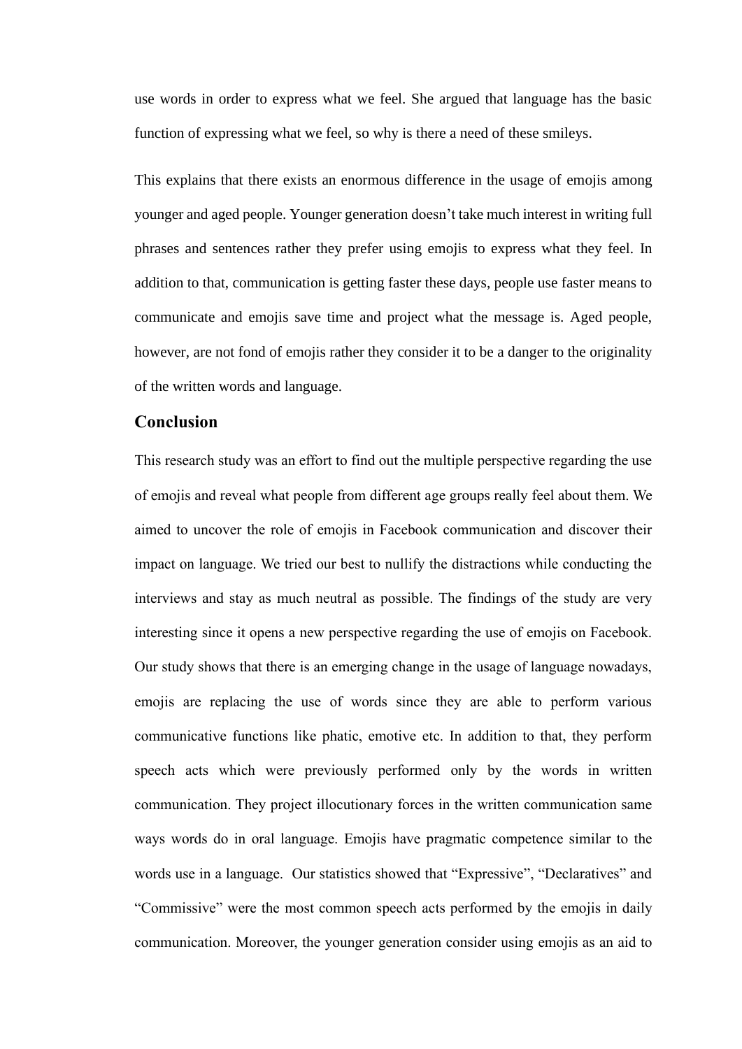use words in order to express what we feel. She argued that language has the basic function of expressing what we feel, so why is there a need of these smileys.

This explains that there exists an enormous difference in the usage of emojis among younger and aged people. Younger generation doesn't take much interest in writing full phrases and sentences rather they prefer using emojis to express what they feel. In addition to that, communication is getting faster these days, people use faster means to communicate and emojis save time and project what the message is. Aged people, however, are not fond of emojis rather they consider it to be a danger to the originality of the written words and language.

## Conclusion

This research study was an effort to find out the multiple perspective regarding the use of emojis and reveal what people from different age groups really feel about them. We aimed to uncover the role of emojis in Facebook communication and discover their impact on language. We tried our best to nullify the distractions while conducting the interviews and stay as much neutral as possible. The findings of the study are very interesting since it opens a new perspective regarding the use of emojis on Facebook. Our study shows that there is an emerging change in the usage of language nowadays, emojis are replacing the use of words since they are able to perform various communicative functions like phatic, emotive etc. In addition to that, they perform speech acts which were previously performed only by the words in written communication. They project illocutionary forces in the written communication same ways words do in oral language. Emojis have pragmatic competence similar to the words use in a language. Our statistics showed that "Expressive", "Declaratives" and "Commissive" were the most common speech acts performed by the emojis in daily communication. Moreover, the younger generation consider using emojis as an aid to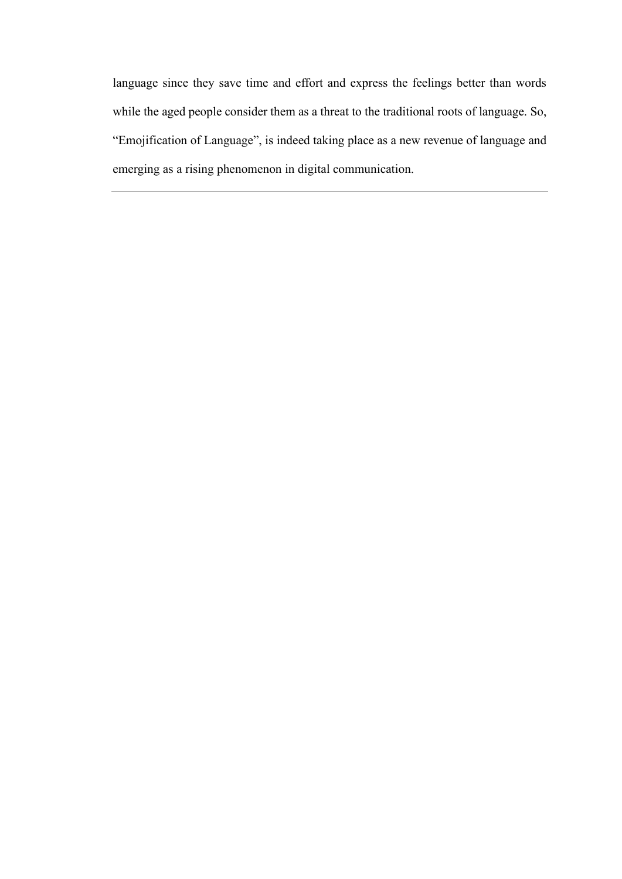language since they save time and effort and express the feelings better than words while the aged people consider them as a threat to the traditional roots of language. So, "Emojification of Language", is indeed taking place as a new revenue of language and emerging as a rising phenomenon in digital communication.

---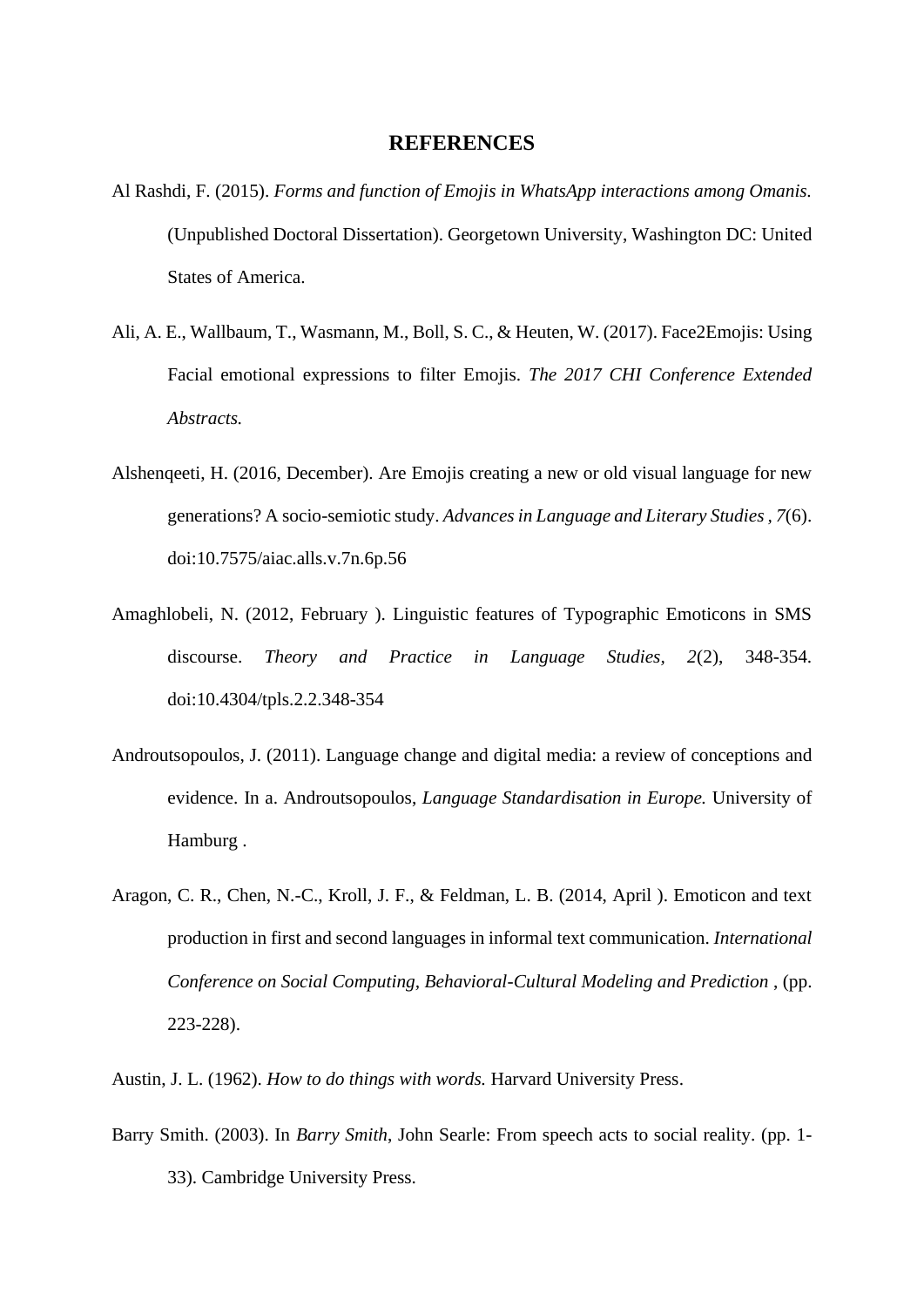## REFERENCES

Al Rashdi, F. (2015). *Forms and function of Emojis in WhatsApp interactions among Omanis.* (Unpublished Doctoral Dissertation). Georgetown University, Washington DC: United States of America.

Ali, A. E., Wallbaum, T., Wasmann, M., Boll, S. C., & Heuten, W. (2017). Face2Emojis: Using Facial emotional expressions to filter Emojis. *The 2017 CHI Conference Extended Abstracts.*

Alshenqeeti, H. (2016, December). Are Emojis creating a new or old visual language for new generations? A socio-semiotic study. *Advances in Language and Literary Studies , 7*(6). doi:10.7575/aiac.alls.v.7n.6p.56

Amaghlobeli, N. (2012, February ). Linguistic features of Typographic Emoticons in SMS discourse. *Theory and Practice in Language Studies, 2*(2), 348-354. doi:10.4304/tpls.2.2.348-354

Androutsopoulos, J. (2011). Language change and digital media: a review of conceptions and evidence. In a. Androutsopoulos, *Language Standardisation in Europe.* University of Hamburg .

Aragon, C. R., Chen, N.-C., Kroll, J. F., & Feldman, L. B. (2014, April ). Emoticon and text production in first and second languages in informal text communication. *International Conference on Social Computing, Behavioral-Cultural Modeling and Prediction* , (pp. 223-228).

Austin, J. L. (1962). *How to do things with words.* Harvard University Press.

Barry Smith. (2003). In *Barry Smith*, John Searle: From speech acts to social reality. (pp. 1-33). Cambridge University Press.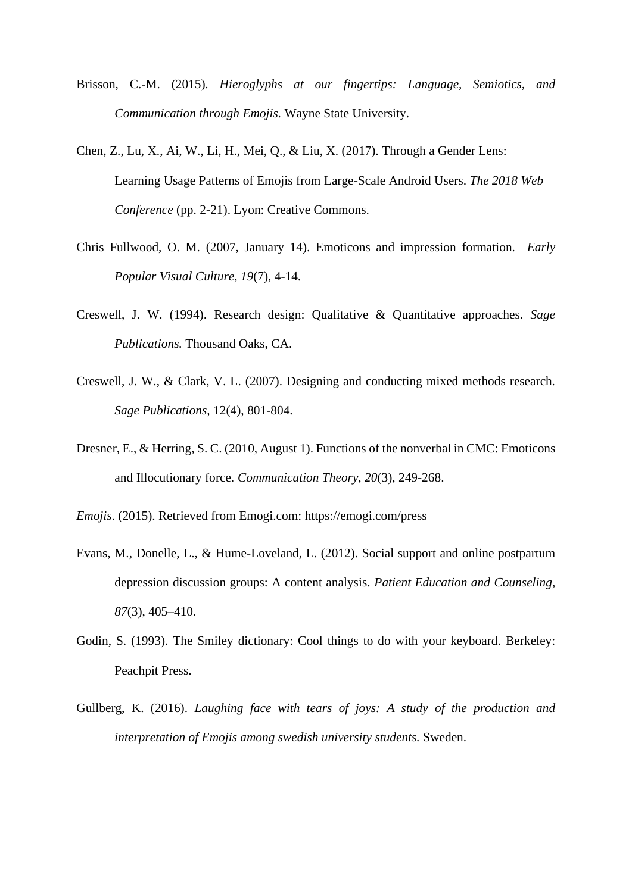Brisson, C.-M. (2015). *Hieroglyphs at our fingertips: Language, Semiotics, and Communication through Emojis.* Wayne State University.

Chen, Z., Lu, X., Ai, W., Li, H., Mei, Q., & Liu, X. (2017). Through a Gender Lens: Learning Usage Patterns of Emojis from Large-Scale Android Users. *The 2018 Web Conference* (pp. 2-21). Lyon: Creative Commons.

Chris Fullwood, O. M. (2007, January 14). Emoticons and impression formation. *Early Popular Visual Culture, 19*(7), 4-14.

Creswell, J. W. (1994). Research design: Qualitative & Quantitative approaches. *Sage Publications.* Thousand Oaks, CA.

Creswell, J. W., & Clark, V. L. (2007). Designing and conducting mixed methods research. *Sage Publications*, 12(4), 801-804.

Dresner, E., & Herring, S. C. (2010, August 1). Functions of the nonverbal in CMC: Emoticons and Illocutionary force. *Communication Theory, 20*(3), 249-268.

*Emojis*. (2015). Retrieved from Emogi.com: https://emogi.com/press

Evans, M., Donelle, L., & Hume-Loveland, L. (2012). Social support and online postpartum depression discussion groups: A content analysis. *Patient Education and Counseling*, *87*(3), 405–410.

Godin, S. (1993). The Smiley dictionary: Cool things to do with your keyboard. Berkeley: Peachpit Press.

Gullberg, K. (2016). *Laughing face with tears of joys: A study of the production and interpretation of Emojis among swedish university students.* Sweden.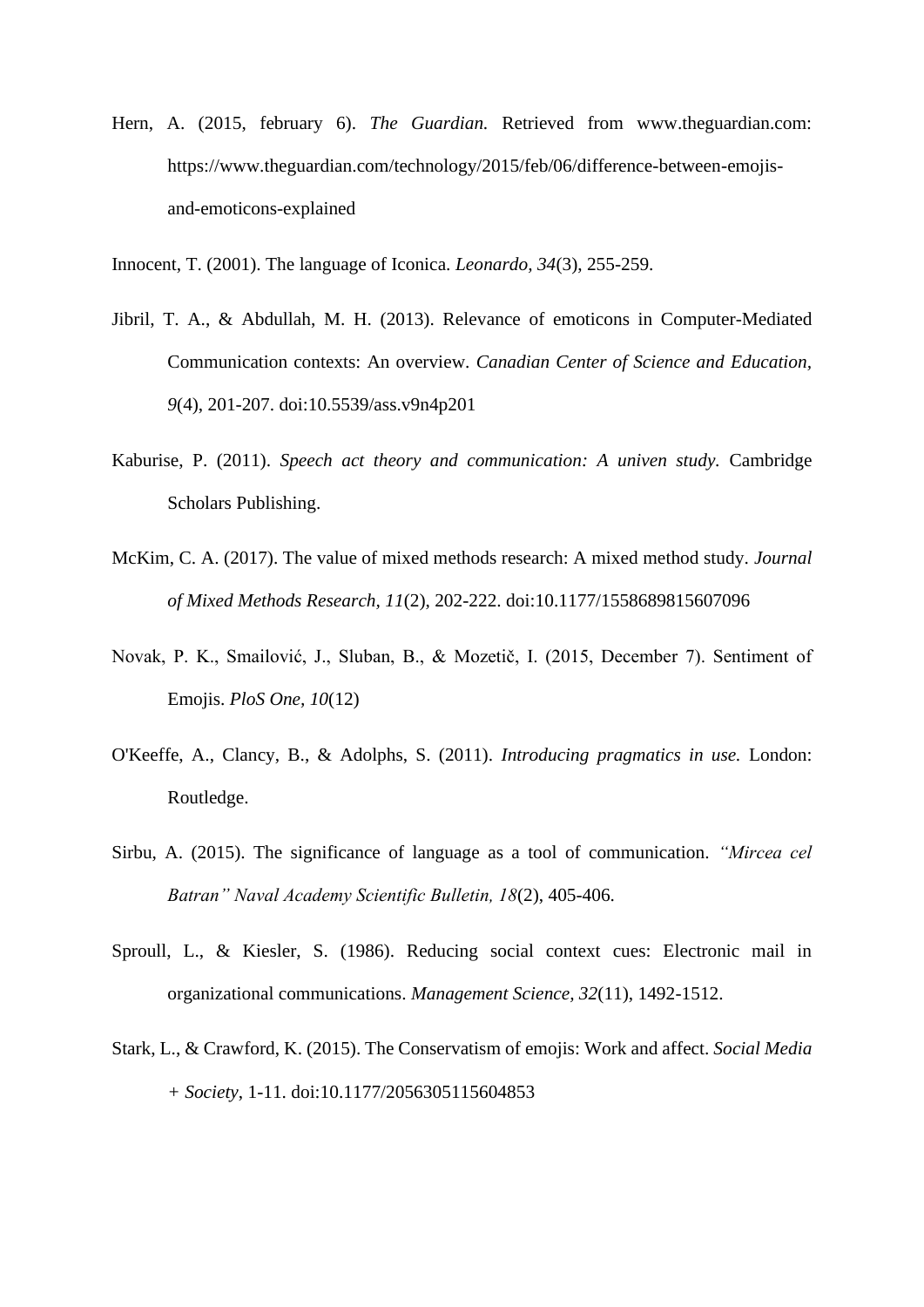Hern, A. (2015, february 6). *The Guardian.* Retrieved from www.theguardian.com: https://www.theguardian.com/technology/2015/feb/06/difference-between-emojis-and-emoticons-explained

Innocent, T. (2001). The language of Iconica. *Leonardo, 34*(3), 255-259.

Jibril, T. A., & Abdullah, M. H. (2013). Relevance of emoticons in Computer-Mediated Communication contexts: An overview. *Canadian Center of Science and Education, 9*(4), 201-207. doi:10.5539/ass.v9n4p201

Kaburise, P. (2011). *Speech act theory and communication: A univen study.* Cambridge Scholars Publishing.

McKim, C. A. (2017). The value of mixed methods research: A mixed method study. *Journal of Mixed Methods Research, 11*(2), 202-222. doi:10.1177/1558689815607096

Novak, P. K., Smailović, J., Sluban, B., & Mozetič, I. (2015, December 7). Sentiment of Emojis. *PloS One, 10*(12)

O'Keeffe, A., Clancy, B., & Adolphs, S. (2011). *Introducing pragmatics in use.* London: Routledge.

Sirbu, A. (2015). The significance of language as a tool of communication. *"Mircea cel Batran" Naval Academy Scientific Bulletin, 18*(2), 405-406.

Sproull, L., & Kiesler, S. (1986). Reducing social context cues: Electronic mail in organizational communications. *Management Science, 32*(11), 1492-1512.

Stark, L., & Crawford, K. (2015). The Conservatism of emojis: Work and affect. *Social Media + Society*, 1-11. doi:10.1177/2056305115604853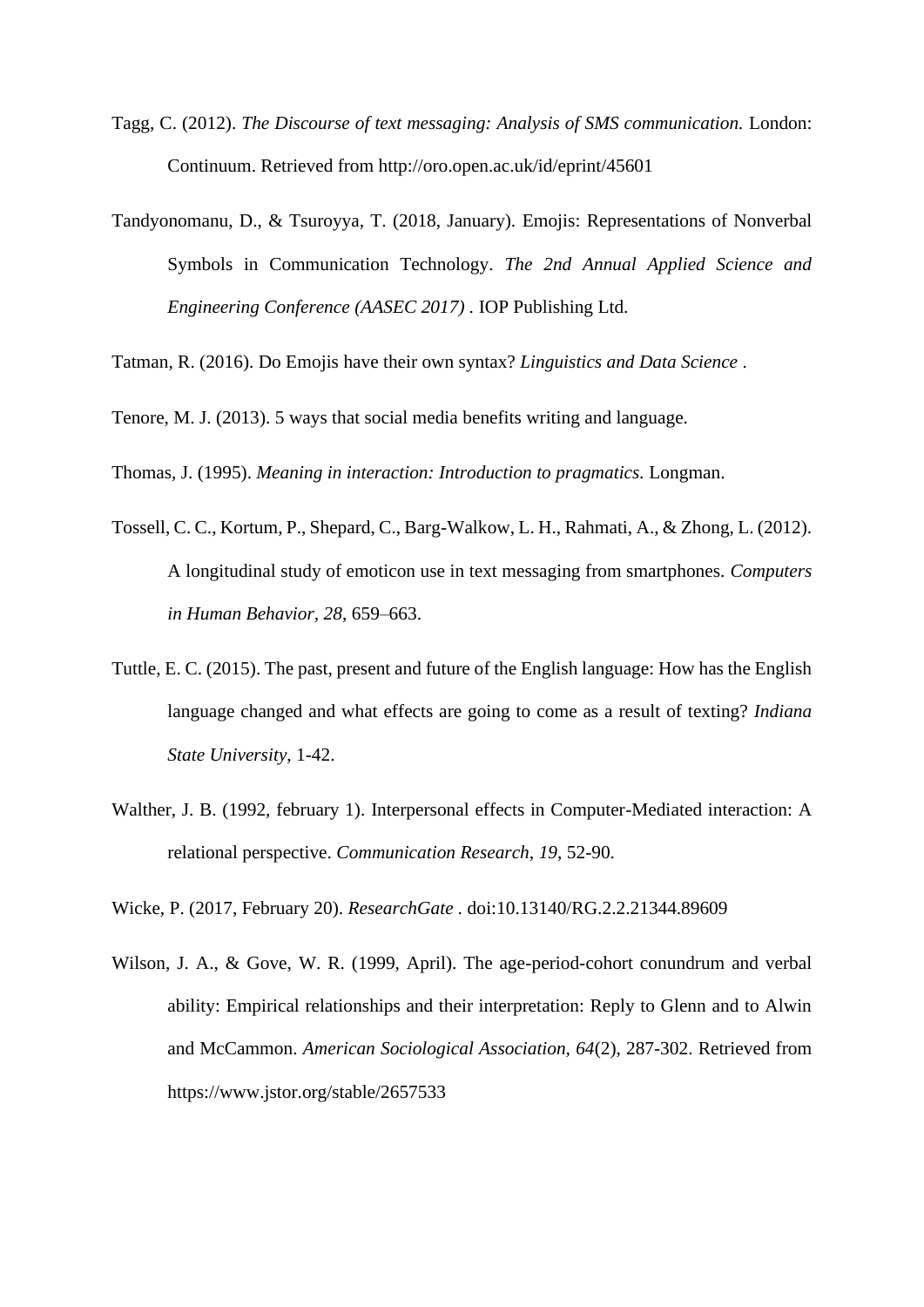Tagg, C. (2012). *The Discourse of text messaging: Analysis of SMS communication.* London: Continuum. Retrieved from http://oro.open.ac.uk/id/eprint/45601

Tandyonomanu, D., & Tsuroyya, T. (2018, January). Emojis: Representations of Nonverbal Symbols in Communication Technology. *The 2nd Annual Applied Science and Engineering Conference (AASEC 2017)* . IOP Publishing Ltd.

Tatman, R. (2016). Do Emojis have their own syntax? *Linguistics and Data Science* .

Tenore, M. J. (2013). 5 ways that social media benefits writing and language.

Thomas, J. (1995). *Meaning in interaction: Introduction to pragmatics.* Longman.

Tossell, C. C., Kortum, P., Shepard, C., Barg-Walkow, L. H., Rahmati, A., & Zhong, L. (2012). A longitudinal study of emoticon use in text messaging from smartphones. *Computers in Human Behavior, 28*, 659–663.

Tuttle, E. C. (2015). The past, present and future of the English language: How has the English language changed and what effects are going to come as a result of texting? *Indiana State University*, 1-42.

Walther, J. B. (1992, february 1). Interpersonal effects in Computer-Mediated interaction: A relational perspective. *Communication Research, 19*, 52-90.

Wicke, P. (2017, February 20). *ResearchGate* . doi:10.13140/RG.2.2.21344.89609

Wilson, J. A., & Gove, W. R. (1999, April). The age-period-cohort conundrum and verbal ability: Empirical relationships and their interpretation: Reply to Glenn and to Alwin and McCammon. *American Sociological Association, 64*(2), 287-302. Retrieved from https://www.jstor.org/stable/2657533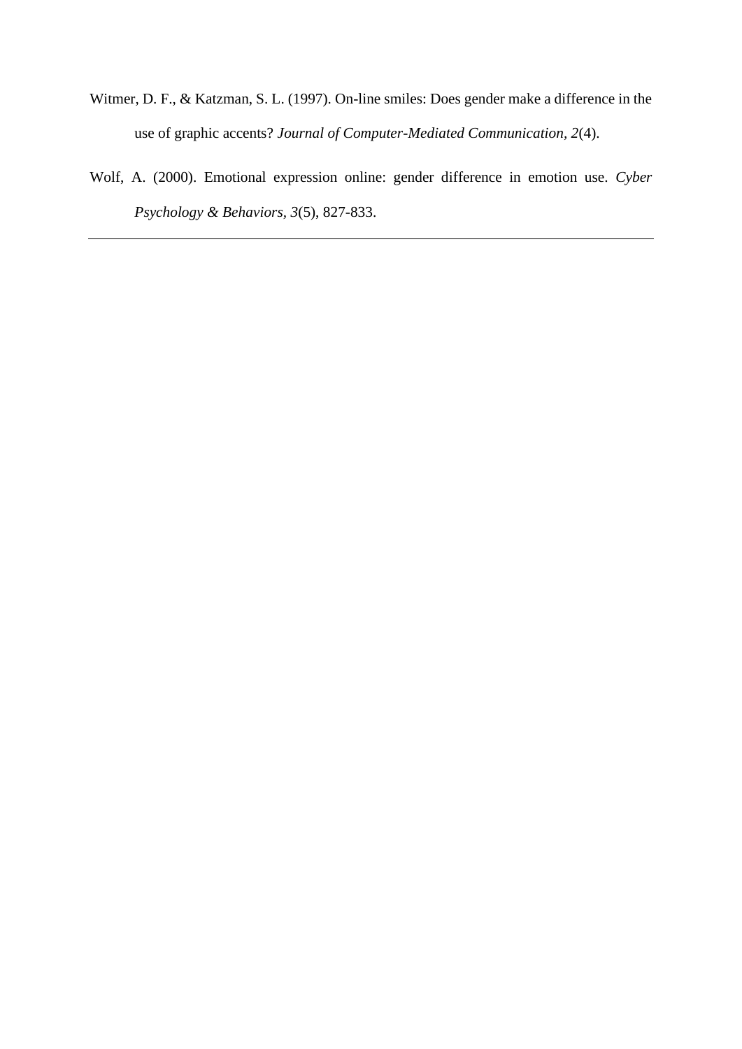Witmer, D. F., & Katzman, S. L. (1997). On-line smiles: Does gender make a difference in the use of graphic accents? *Journal of Computer-Mediated Communication, 2*(4).

Wolf, A. (2000). Emotional expression online: gender difference in emotion use. *Cyber Psychology & Behaviors, 3*(5), 827-833.

---